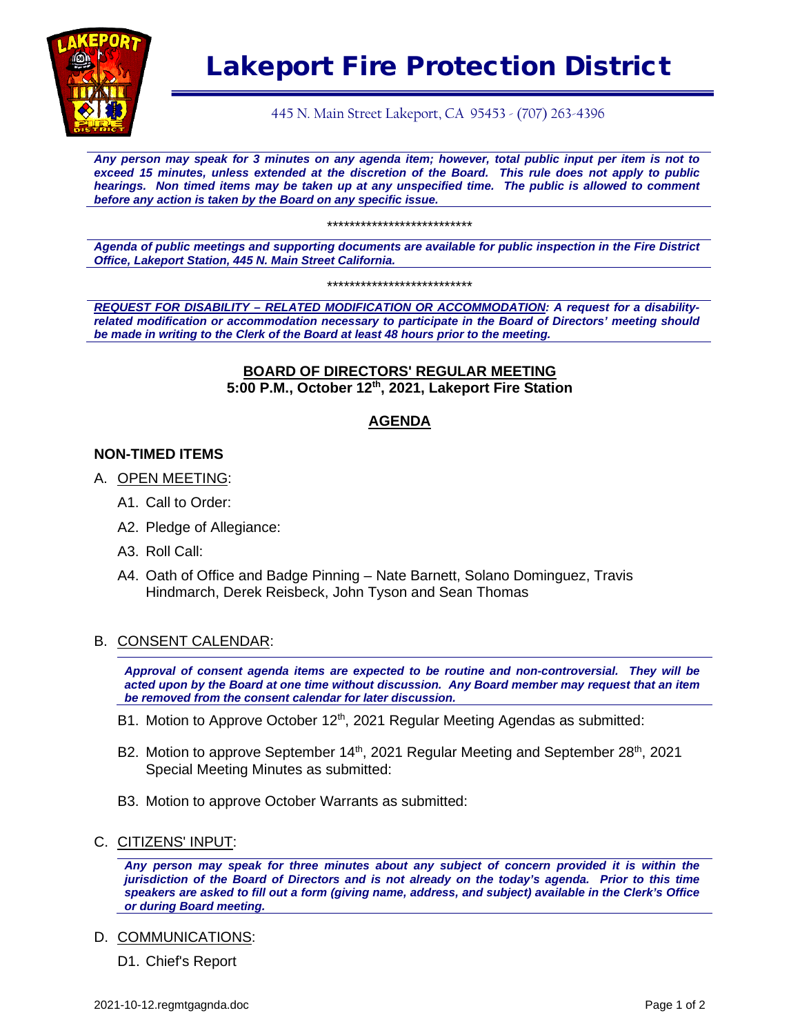# Lakeport Fire Protection District

445 N. Main Street Lakeport, CA 95453 - (707) 263-4396

***Any person may speak for 3 minutes on any agenda item; however, total public input per item is not to exceed 15 minutes, unless extended at the discretion of the Board. This rule does not apply to public hearings. Non timed items may be taken up at any unspecified time. The public is allowed to comment before any action is taken by the Board on any specific issue.***

***************************

***Agenda of public meetings and supporting documents are available for public inspection in the Fire District Office, Lakeport Station, 445 N. Main Street California.***

***************************

***REQUEST FOR DISABILITY – RELATED MODIFICATION OR ACCOMMODATION: A request for a disability-related modification or accommodation necessary to participate in the Board of Directors' meeting should be made in writing to the Clerk of the Board at least 48 hours prior to the meeting.***

## BOARD OF DIRECTORS' REGULAR MEETING

**5:00 P.M., October 12th, 2021, Lakeport Fire Station**

## AGENDA

### NON-TIMED ITEMS

A. OPEN MEETING:

- A1. Call to Order:
- A2. Pledge of Allegiance:
- A3. Roll Call:
- A4. Oath of Office and Badge Pinning – Nate Barnett, Solano Dominguez, Travis Hindmarch, Derek Reisbeck, John Tyson and Sean Thomas

B. CONSENT CALENDAR:

***Approval of consent agenda items are expected to be routine and non-controversial. They will be acted upon by the Board at one time without discussion. Any Board member may request that an item be removed from the consent calendar for later discussion.***

- B1. Motion to Approve October 12th, 2021 Regular Meeting Agendas as submitted:
- B2. Motion to approve September 14th, 2021 Regular Meeting and September 28th, 2021 Special Meeting Minutes as submitted:
- B3. Motion to approve October Warrants as submitted:

C. CITIZENS' INPUT:

***Any person may speak for three minutes about any subject of concern provided it is within the jurisdiction of the Board of Directors and is not already on the today's agenda. Prior to this time speakers are asked to fill out a form (giving name, address, and subject) available in the Clerk's Office or during Board meeting.***

D. COMMUNICATIONS:

- D1. Chief's Report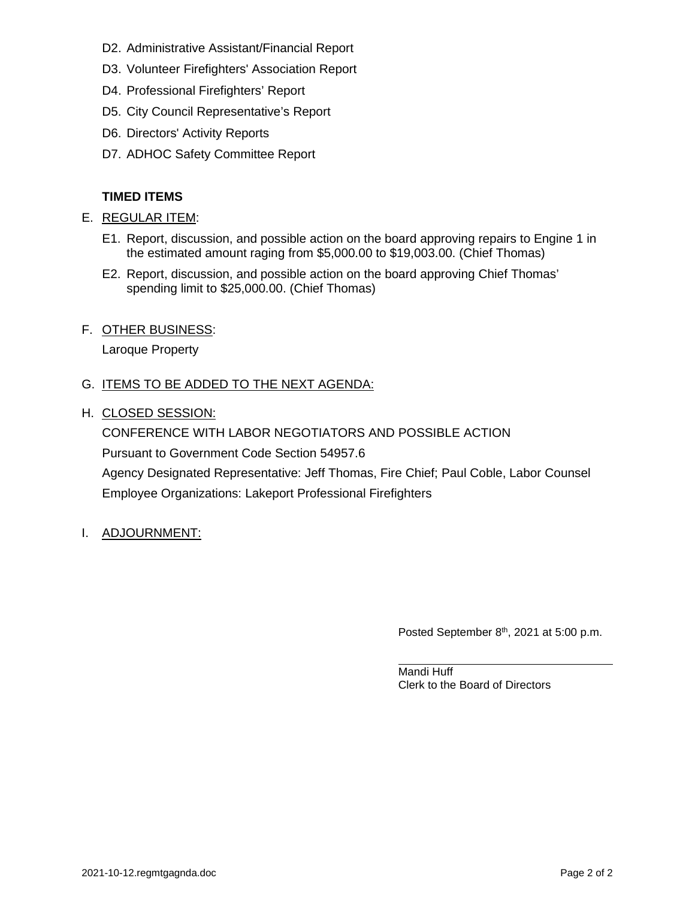D2. Administrative Assistant/Financial Report

D3. Volunteer Firefighters' Association Report

D4. Professional Firefighters' Report

D5. City Council Representative's Report

D6. Directors' Activity Reports

D7. ADHOC Safety Committee Report

**TIMED ITEMS**

E. REGULAR ITEM:

E1. Report, discussion, and possible action on the board approving repairs to Engine 1 in the estimated amount raging from $5,000.00 to $19,003.00. (Chief Thomas)

E2. Report, discussion, and possible action on the board approving Chief Thomas' spending limit to $25,000.00. (Chief Thomas)

F. OTHER BUSINESS:

Laroque Property

G. ITEMS TO BE ADDED TO THE NEXT AGENDA:

H. CLOSED SESSION:

CONFERENCE WITH LABOR NEGOTIATORS AND POSSIBLE ACTION

Pursuant to Government Code Section 54957.6

Agency Designated Representative: Jeff Thomas, Fire Chief; Paul Coble, Labor Counsel

Employee Organizations: Lakeport Professional Firefighters

I. ADJOURNMENT:

Posted September 8th, 2021 at 5:00 p.m.

Mandi Huff
Clerk to the Board of Directors

2021-10-12.regmtgagnda.doc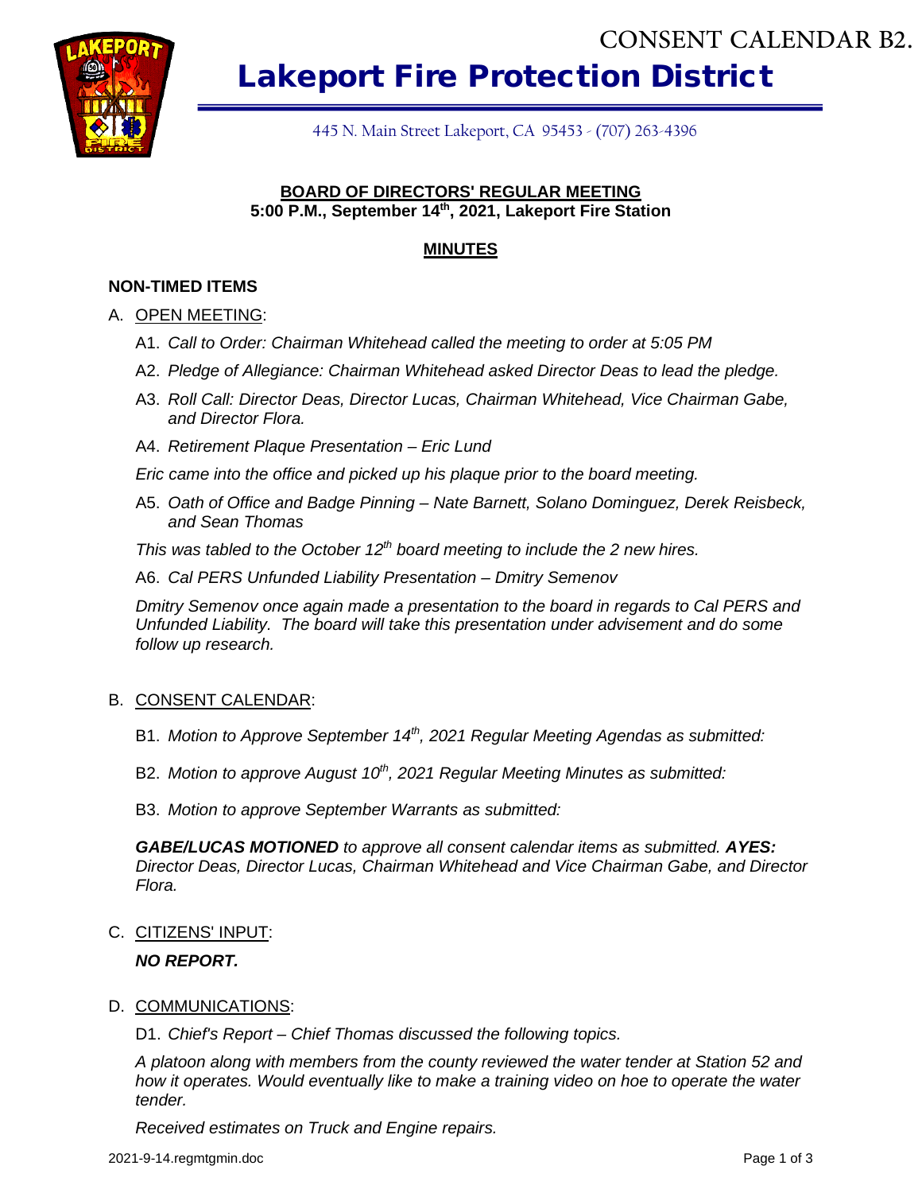CONSENT CALENDAR B2.

# Lakeport Fire Protection District

445 N. Main Street Lakeport, CA 95453 - (707) 263-4396

**BOARD OF DIRECTORS' REGULAR MEETING**
**5:00 P.M., September 14th, 2021, Lakeport Fire Station**

## MINUTES

### NON-TIMED ITEMS

A. OPEN MEETING:

A1. *Call to Order: Chairman Whitehead called the meeting to order at 5:05 PM*

A2. *Pledge of Allegiance: Chairman Whitehead asked Director Deas to lead the pledge.*

A3. *Roll Call: Director Deas, Director Lucas, Chairman Whitehead, Vice Chairman Gabe, and Director Flora.*

A4. *Retirement Plaque Presentation – Eric Lund*

*Eric came into the office and picked up his plaque prior to the board meeting.*

A5. *Oath of Office and Badge Pinning – Nate Barnett, Solano Dominguez, Derek Reisbeck, and Sean Thomas*

*This was tabled to the October 12th board meeting to include the 2 new hires.*

A6. *Cal PERS Unfunded Liability Presentation – Dmitry Semenov*

*Dmitry Semenov once again made a presentation to the board in regards to Cal PERS and Unfunded Liability. The board will take this presentation under advisement and do some follow up research.*

B. CONSENT CALENDAR:

B1. *Motion to Approve September 14th, 2021 Regular Meeting Agendas as submitted:*

B2. *Motion to approve August 10th, 2021 Regular Meeting Minutes as submitted:*

B3. *Motion to approve September Warrants as submitted:*

***GABE/LUCAS MOTIONED*** *to approve all consent calendar items as submitted.* ***AYES:*** *Director Deas, Director Lucas, Chairman Whitehead and Vice Chairman Gabe, and Director Flora.*

C. CITIZENS' INPUT:

***NO REPORT.***

D. COMMUNICATIONS:

D1. *Chief's Report – Chief Thomas discussed the following topics.*

*A platoon along with members from the county reviewed the water tender at Station 52 and how it operates. Would eventually like to make a training video on hoe to operate the water tender.*

*Received estimates on Truck and Engine repairs.*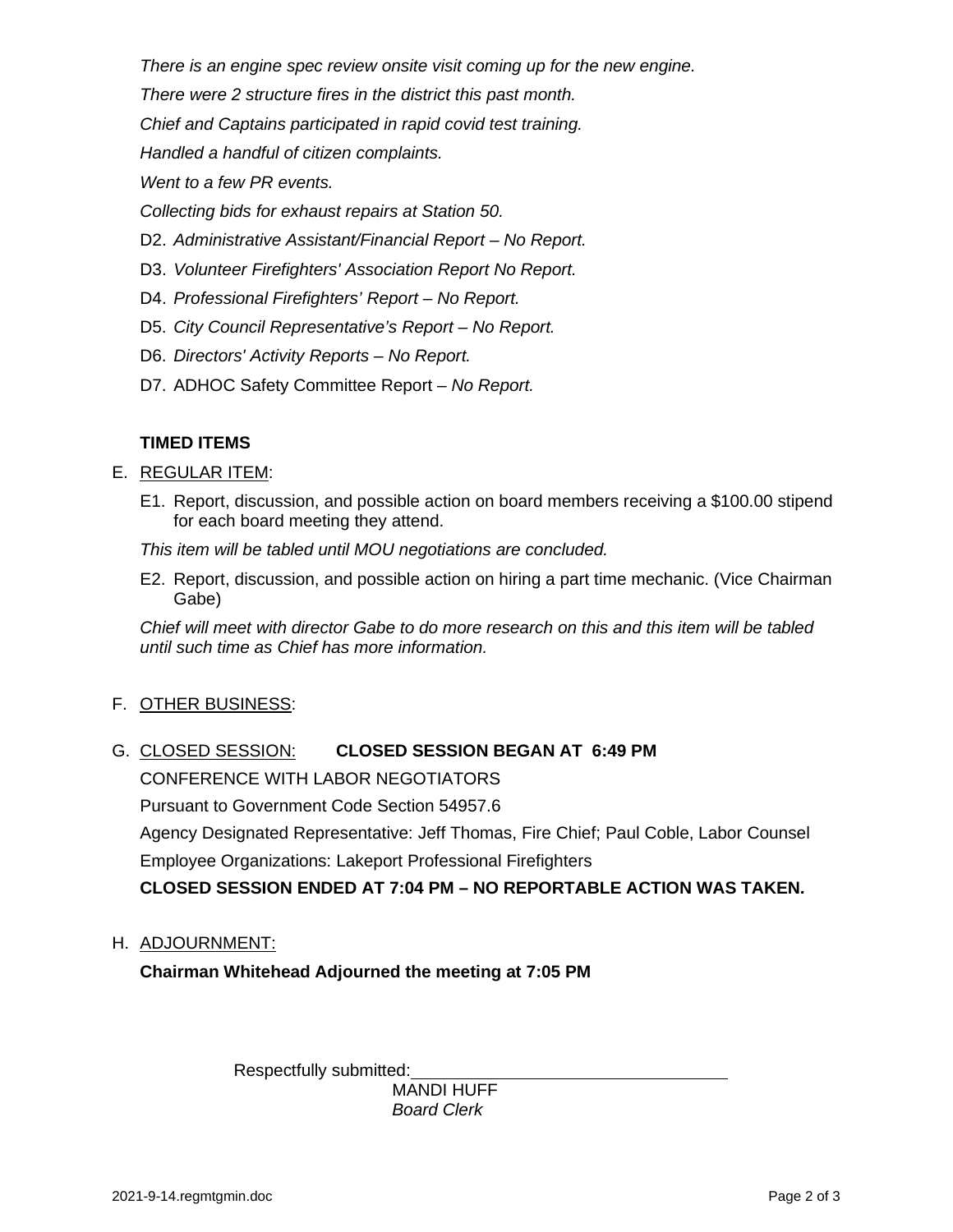*There is an engine spec review onsite visit coming up for the new engine.*

*There were 2 structure fires in the district this past month.*

*Chief and Captains participated in rapid covid test training.*

*Handled a handful of citizen complaints.*

*Went to a few PR events.*

*Collecting bids for exhaust repairs at Station 50.*

D2. *Administrative Assistant/Financial Report – No Report.*

D3. *Volunteer Firefighters' Association Report No Report.*

D4. *Professional Firefighters' Report – No Report.*

D5. *City Council Representative's Report – No Report.*

D6. *Directors' Activity Reports – No Report.*

D7. ADHOC Safety Committee Report – *No Report.*

**TIMED ITEMS**

E. <u>REGULAR ITEM</u>:

E1. Report, discussion, and possible action on board members receiving a $100.00 stipend for each board meeting they attend.

*This item will be tabled until MOU negotiations are concluded.*

E2. Report, discussion, and possible action on hiring a part time mechanic. (Vice Chairman Gabe)

*Chief will meet with director Gabe to do more research on this and this item will be tabled until such time as Chief has more information.*

F. <u>OTHER BUSINESS</u>:

G. <u>CLOSED SESSION:</u> **CLOSED SESSION BEGAN AT 6:49 PM**

CONFERENCE WITH LABOR NEGOTIATORS

Pursuant to Government Code Section 54957.6

Agency Designated Representative: Jeff Thomas, Fire Chief; Paul Coble, Labor Counsel

Employee Organizations: Lakeport Professional Firefighters

**CLOSED SESSION ENDED AT 7:04 PM – NO REPORTABLE ACTION WAS TAKEN.**

H. <u>ADJOURNMENT:</u>

**Chairman Whitehead Adjourned the meeting at 7:05 PM**

Respectfully submitted: \_\_\_\_\_\_\_\_\_\_\_\_\_\_\_\_\_\_\_\_\_\_\_\_\_\_\_\_\_\_\_\_

MANDI HUFF

*Board Clerk*

2021-9-14.regmtgmin.doc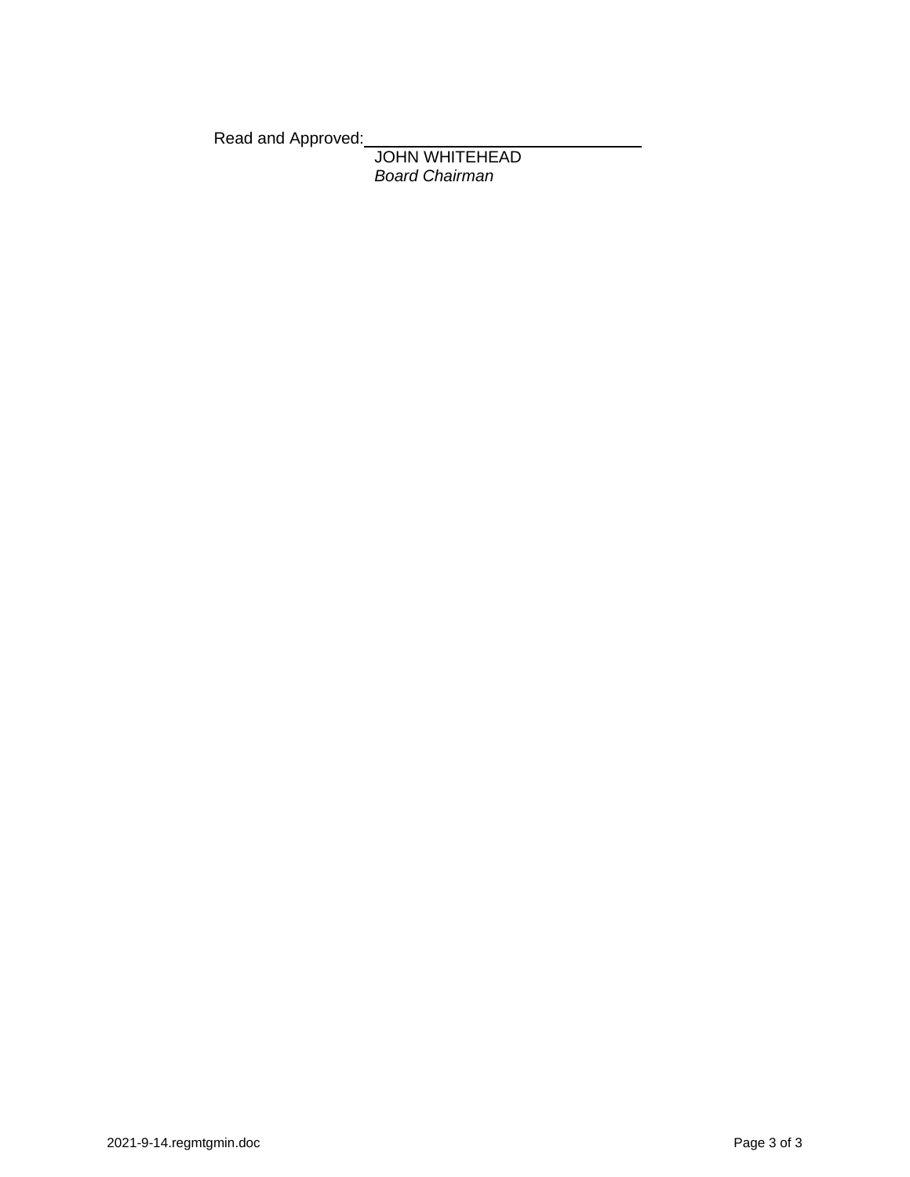Read and Approved:\_\_\_\_\_\_\_\_\_\_\_\_\_\_\_\_\_\_\_\_\_\_\_\_\_\_\_\_\_\_

JOHN WHITEHEAD
*Board Chairman*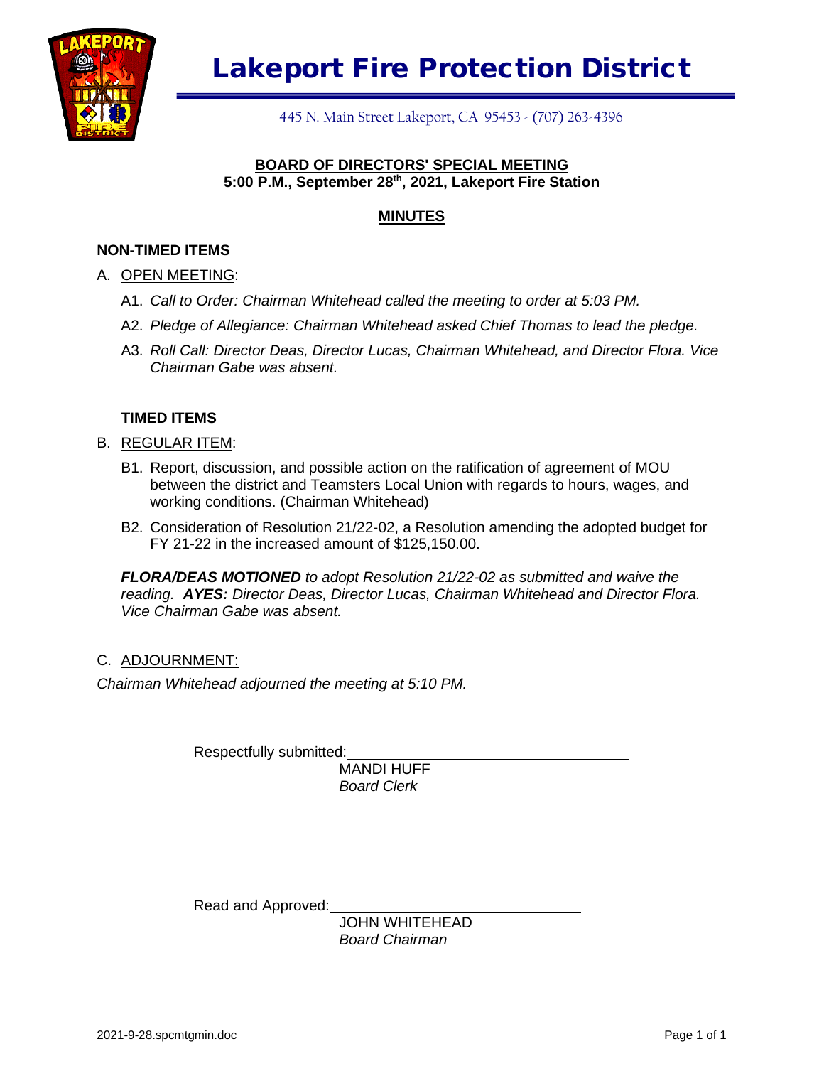# Lakeport Fire Protection District

445 N. Main Street Lakeport, CA 95453 - (707) 263-4396

**BOARD OF DIRECTORS' SPECIAL MEETING**
**5:00 P.M., September 28th, 2021, Lakeport Fire Station**

**MINUTES**

### NON-TIMED ITEMS

A. OPEN MEETING:

A1. *Call to Order: Chairman Whitehead called the meeting to order at 5:03 PM.*

A2. *Pledge of Allegiance: Chairman Whitehead asked Chief Thomas to lead the pledge.*

A3. *Roll Call: Director Deas, Director Lucas, Chairman Whitehead, and Director Flora. Vice Chairman Gabe was absent.*

### TIMED ITEMS

B. REGULAR ITEM:

B1. Report, discussion, and possible action on the ratification of agreement of MOU between the district and Teamsters Local Union with regards to hours, wages, and working conditions. (Chairman Whitehead)

B2. Consideration of Resolution 21/22-02, a Resolution amending the adopted budget for FY 21-22 in the increased amount of $125,150.00.

***FLORA/DEAS MOTIONED*** *to adopt Resolution 21/22-02 as submitted and waive the reading.* ***AYES:*** *Director Deas, Director Lucas, Chairman Whitehead and Director Flora. Vice Chairman Gabe was absent.*

C. ADJOURNMENT:

*Chairman Whitehead adjourned the meeting at 5:10 PM.*

Respectfully submitted: ______________________________
MANDI HUFF
*Board Clerk*

Read and Approved: ______________________________
JOHN WHITEHEAD
*Board Chairman*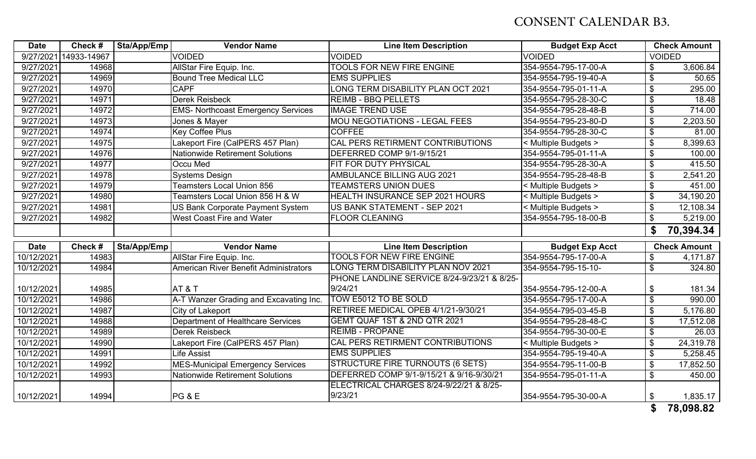# CONSENT CALENDAR B3.

| Date | Check # | Sta/App/Emp | Vendor Name | Line Item Description | Budget Exp Acct | Check Amount |
|---|---|---|---|---|---|---|
| 9/27/2021 | 14933-14967 | | VOIDED | VOIDED | VOIDED | VOIDED |
| 9/27/2021 | 14968 | | AllStar Fire Equip. Inc. | TOOLS FOR NEW FIRE ENGINE | 354-9554-795-17-00-A | $ 3,606.84 |
| 9/27/2021 | 14969 | | Bound Tree Medical LLC | EMS SUPPLIES | 354-9554-795-19-40-A | $ 50.65 |
| 9/27/2021 | 14970 | | CAPF | LONG TERM DISABILITY PLAN OCT 2021 | 354-9554-795-01-11-A | $ 295.00 |
| 9/27/2021 | 14971 | | Derek Reisbeck | REIMB - BBQ PELLETS | 354-9554-795-28-30-C | $ 18.48 |
| 9/27/2021 | 14972 | | EMS- Northcoast Emergency Services | IMAGE TREND USE | 354-9554-795-28-48-B | $ 714.00 |
| 9/27/2021 | 14973 | | Jones & Mayer | MOU NEGOTIATIONS - LEGAL FEES | 354-9554-795-23-80-D | $ 2,203.50 |
| 9/27/2021 | 14974 | | Key Coffee Plus | COFFEE | 354-9554-795-28-30-C | $ 81.00 |
| 9/27/2021 | 14975 | | Lakeport Fire (CalPERS 457 Plan) | CAL PERS RETIRMENT CONTRIBUTIONS | < Multiple Budgets > | $ 8,399.63 |
| 9/27/2021 | 14976 | | Nationwide Retirement Solutions | DEFERRED COMP 9/1-9/15/21 | 354-9554-795-01-11-A | $ 100.00 |
| 9/27/2021 | 14977 | | Occu Med | FIT FOR DUTY PHYSICAL | 354-9554-795-28-30-A | $ 415.50 |
| 9/27/2021 | 14978 | | Systems Design | AMBULANCE BILLING AUG 2021 | 354-9554-795-28-48-B | $ 2,541.20 |
| 9/27/2021 | 14979 | | Teamsters Local Union 856 | TEAMSTERS UNION DUES | < Multiple Budgets > | $ 451.00 |
| 9/27/2021 | 14980 | | Teamsters Local Union 856 H & W | HEALTH INSURANCE SEP 2021 HOURS | < Multiple Budgets > | $ 34,190.20 |
| 9/27/2021 | 14981 | | US Bank Corporate Payment System | US BANK STATEMENT - SEP 2021 | < Multiple Budgets > | $ 12,108.34 |
| 9/27/2021 | 14982 | | West Coast Fire and Water | FLOOR CLEANING | 354-9554-795-18-00-B | $ 5,219.00 |
| | | | | | | **$ 70,394.34** |

| Date | Check # | Sta/App/Emp | Vendor Name | Line Item Description | Budget Exp Acct | Check Amount |
|---|---|---|---|---|---|---|
| 10/12/2021 | 14983 | | AllStar Fire Equip. Inc. | TOOLS FOR NEW FIRE ENGINE | 354-9554-795-17-00-A | $ 4,171.87 |
| 10/12/2021 | 14984 | | American River Benefit Administrators | LONG TERM DISABILITY PLAN NOV 2021 | 354-9554-795-15-10- | $ 324.80 |
| 10/12/2021 | 14985 | | AT & T | PHONE LANDLINE SERVICE 8/24-9/23/21 & 8/25-9/24/21 | 354-9554-795-12-00-A | $ 181.34 |
| 10/12/2021 | 14986 | | A-T Wanzer Grading and Excavating Inc. | TOW E5012 TO BE SOLD | 354-9554-795-17-00-A | $ 990.00 |
| 10/12/2021 | 14987 | | City of Lakeport | RETIREE MEDICAL OPEB 4/1/21-9/30/21 | 354-9554-795-03-45-B | $ 5,176.80 |
| 10/12/2021 | 14988 | | Department of Healthcare Services | GEMT QUAF 1ST & 2ND QTR 2021 | 354-9554-795-28-48-C | $ 17,512.08 |
| 10/12/2021 | 14989 | | Derek Reisbeck | REIMB - PROPANE | 354-9554-795-30-00-E | $ 26.03 |
| 10/12/2021 | 14990 | | Lakeport Fire (CalPERS 457 Plan) | CAL PERS RETIRMENT CONTRIBUTIONS | < Multiple Budgets > | $ 24,319.78 |
| 10/12/2021 | 14991 | | Life Assist | EMS SUPPLIES | 354-9554-795-19-40-A | $ 5,258.45 |
| 10/12/2021 | 14992 | | MES-Municipal Emergency Services | STRUCTURE FIRE TURNOUTS (6 SETS) | 354-9554-795-11-00-B | $ 17,852.50 |
| 10/12/2021 | 14993 | | Nationwide Retirement Solutions | DEFERRED COMP 9/1-9/15/21 & 9/16-9/30/21 | 354-9554-795-01-11-A | $ 450.00 |
| 10/12/2021 | 14994 | | PG & E | ELECTRICAL CHARGES 8/24-9/22/21 & 8/25-9/23/21 | 354-9554-795-30-00-A | $ 1,835.17 |
| | | | | | | **$ 78,098.82** |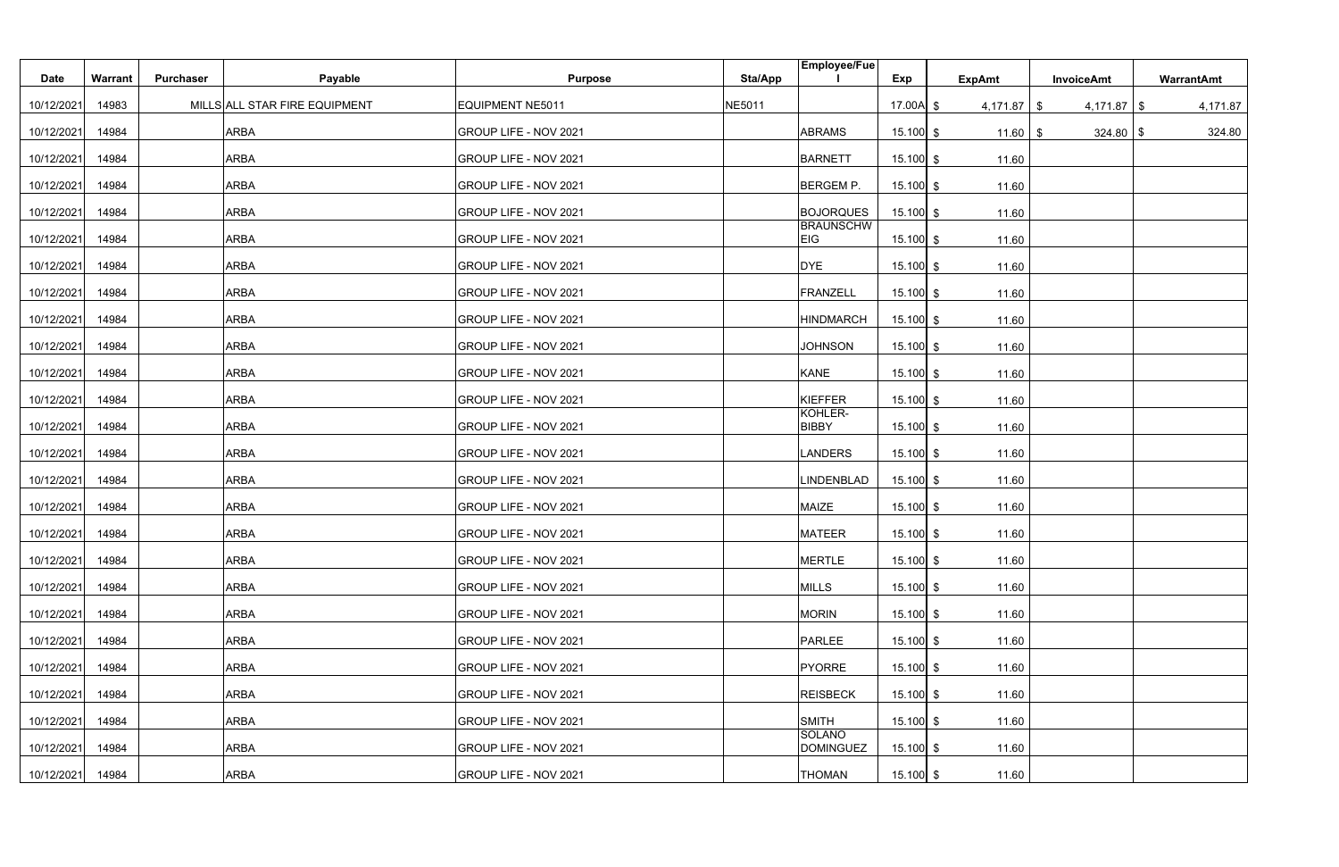| Date | Warrant | Purchaser | Payable | Purpose | Sta/App | Employee/Fuel | Exp | ExpAmt | InvoiceAmt | WarrantAmt |
|---|---|---|---|---|---|---|---|---|---|---|
| 10/12/2021 | 14983 | MILLS | ALL STAR FIRE EQUIPMENT | EQUIPMENT NE5011 | NE5011 | | 17.00A | $ 4,171.87 | $ 4,171.87 | $ 4,171.87 |
| 10/12/2021 | 14984 | | ARBA | GROUP LIFE - NOV 2021 | | ABRAMS | 15.100 | $ 11.60 | $ 324.80 | $ 324.80 |
| 10/12/2021 | 14984 | | ARBA | GROUP LIFE - NOV 2021 | | BARNETT | 15.100 | $ 11.60 | | |
| 10/12/2021 | 14984 | | ARBA | GROUP LIFE - NOV 2021 | | BERGEM P. | 15.100 | $ 11.60 | | |
| 10/12/2021 | 14984 | | ARBA | GROUP LIFE - NOV 2021 | | BOJORQUES | 15.100 | $ 11.60 | | |
| 10/12/2021 | 14984 | | ARBA | GROUP LIFE - NOV 2021 | | BRAUNSCHWEIG | 15.100 | $ 11.60 | | |
| 10/12/2021 | 14984 | | ARBA | GROUP LIFE - NOV 2021 | | DYE | 15.100 | $ 11.60 | | |
| 10/12/2021 | 14984 | | ARBA | GROUP LIFE - NOV 2021 | | FRANZELL | 15.100 | $ 11.60 | | |
| 10/12/2021 | 14984 | | ARBA | GROUP LIFE - NOV 2021 | | HINDMARCH | 15.100 | $ 11.60 | | |
| 10/12/2021 | 14984 | | ARBA | GROUP LIFE - NOV 2021 | | JOHNSON | 15.100 | $ 11.60 | | |
| 10/12/2021 | 14984 | | ARBA | GROUP LIFE - NOV 2021 | | KANE | 15.100 | $ 11.60 | | |
| 10/12/2021 | 14984 | | ARBA | GROUP LIFE - NOV 2021 | | KIEFFER | 15.100 | $ 11.60 | | |
| 10/12/2021 | 14984 | | ARBA | GROUP LIFE - NOV 2021 | | KOHLER-BIBBY | 15.100 | $ 11.60 | | |
| 10/12/2021 | 14984 | | ARBA | GROUP LIFE - NOV 2021 | | LANDERS | 15.100 | $ 11.60 | | |
| 10/12/2021 | 14984 | | ARBA | GROUP LIFE - NOV 2021 | | LINDENBLAD | 15.100 | $ 11.60 | | |
| 10/12/2021 | 14984 | | ARBA | GROUP LIFE - NOV 2021 | | MAIZE | 15.100 | $ 11.60 | | |
| 10/12/2021 | 14984 | | ARBA | GROUP LIFE - NOV 2021 | | MATEER | 15.100 | $ 11.60 | | |
| 10/12/2021 | 14984 | | ARBA | GROUP LIFE - NOV 2021 | | MERTLE | 15.100 | $ 11.60 | | |
| 10/12/2021 | 14984 | | ARBA | GROUP LIFE - NOV 2021 | | MILLS | 15.100 | $ 11.60 | | |
| 10/12/2021 | 14984 | | ARBA | GROUP LIFE - NOV 2021 | | MORIN | 15.100 | $ 11.60 | | |
| 10/12/2021 | 14984 | | ARBA | GROUP LIFE - NOV 2021 | | PARLEE | 15.100 | $ 11.60 | | |
| 10/12/2021 | 14984 | | ARBA | GROUP LIFE - NOV 2021 | | PYORRE | 15.100 | $ 11.60 | | |
| 10/12/2021 | 14984 | | ARBA | GROUP LIFE - NOV 2021 | | REISBECK | 15.100 | $ 11.60 | | |
| 10/12/2021 | 14984 | | ARBA | GROUP LIFE - NOV 2021 | | SMITH | 15.100 | $ 11.60 | | |
| 10/12/2021 | 14984 | | ARBA | GROUP LIFE - NOV 2021 | | SOLANO DOMINGUEZ | 15.100 | $ 11.60 | | |
| 10/12/2021 | 14984 | | ARBA | GROUP LIFE - NOV 2021 | | THOMAN | 15.100 | $ 11.60 | | |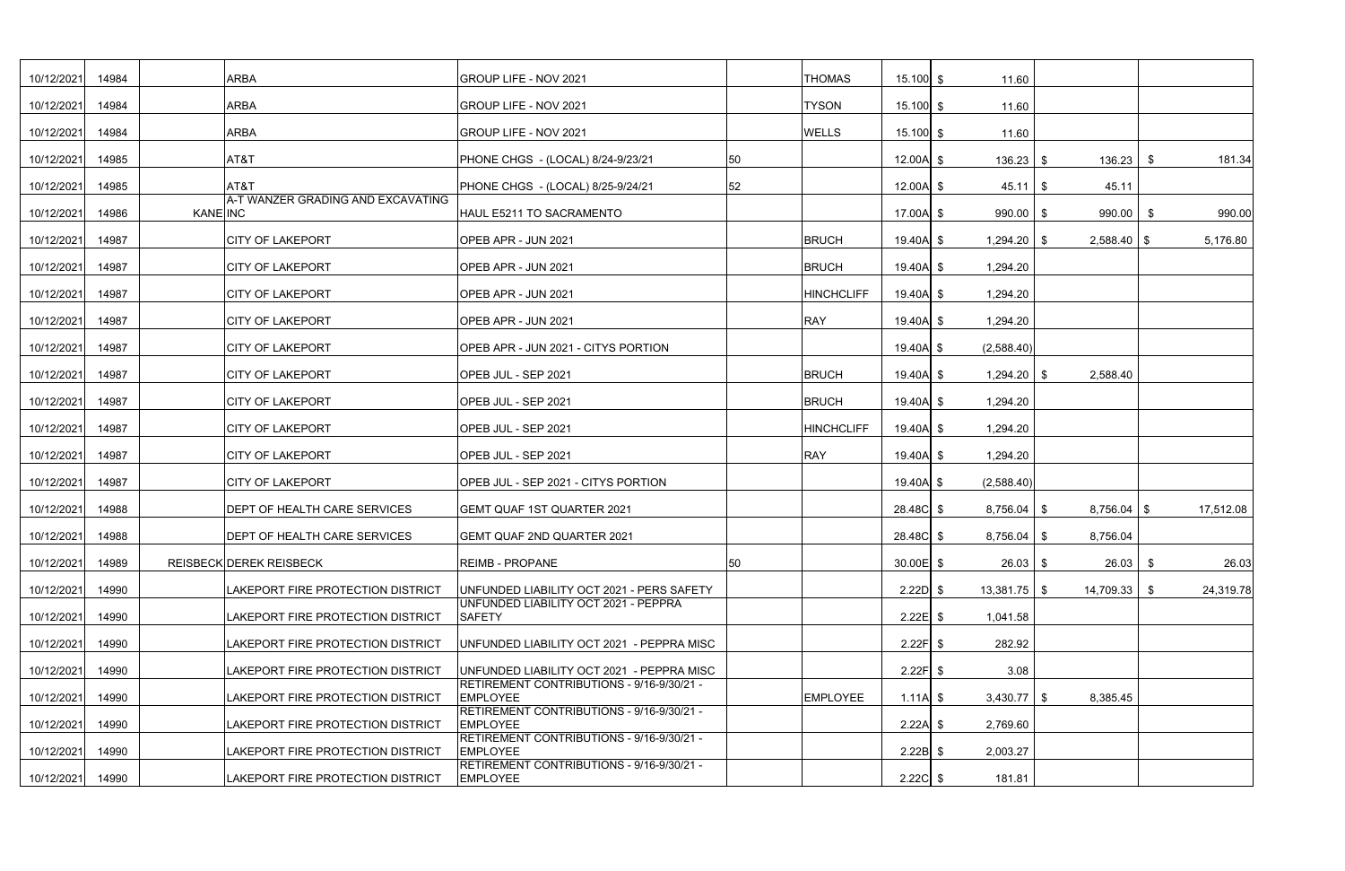| | | | | | | | | | | |
|---|---|---|---|---|---|---|---|---|---|---|
| 10/12/2021 | 14984 | | ARBA | GROUP LIFE - NOV 2021 | | THOMAS | 15.100 | $ 11.60 | | |
| 10/12/2021 | 14984 | | ARBA | GROUP LIFE - NOV 2021 | | TYSON | 15.100 | $ 11.60 | | |
| 10/12/2021 | 14984 | | ARBA | GROUP LIFE - NOV 2021 | | WELLS | 15.100 | $ 11.60 | | |
| 10/12/2021 | 14985 | | AT&T | PHONE CHGS - (LOCAL) 8/24-9/23/21 | 50 | | 12.00A | $ 136.23 | $ 136.23 | $ 181.34 |
| 10/12/2021 | 14985 | | AT&T | PHONE CHGS - (LOCAL) 8/25-9/24/21 | 52 | | 12.00A | $ 45.11 | $ 45.11 | |
| 10/12/2021 | 14986 | KANE | A-T WANZER GRADING AND EXCAVATING INC | HAUL E5211 TO SACRAMENTO | | | 17.00A | $ 990.00 | $ 990.00 | $ 990.00 |
| 10/12/2021 | 14987 | | CITY OF LAKEPORT | OPEB APR - JUN 2021 | | BRUCH | 19.40A | $ 1,294.20 | $ 2,588.40 | $ 5,176.80 |
| 10/12/2021 | 14987 | | CITY OF LAKEPORT | OPEB APR - JUN 2021 | | BRUCH | 19.40A | $ 1,294.20 | | |
| 10/12/2021 | 14987 | | CITY OF LAKEPORT | OPEB APR - JUN 2021 | | HINCHCLIFF | 19.40A | $ 1,294.20 | | |
| 10/12/2021 | 14987 | | CITY OF LAKEPORT | OPEB APR - JUN 2021 | | RAY | 19.40A | $ 1,294.20 | | |
| 10/12/2021 | 14987 | | CITY OF LAKEPORT | OPEB APR - JUN 2021 - CITYS PORTION | | | 19.40A | $ (2,588.40) | | |
| 10/12/2021 | 14987 | | CITY OF LAKEPORT | OPEB JUL - SEP 2021 | | BRUCH | 19.40A | $ 1,294.20 | $ 2,588.40 | |
| 10/12/2021 | 14987 | | CITY OF LAKEPORT | OPEB JUL - SEP 2021 | | BRUCH | 19.40A | $ 1,294.20 | | |
| 10/12/2021 | 14987 | | CITY OF LAKEPORT | OPEB JUL - SEP 2021 | | HINCHCLIFF | 19.40A | $ 1,294.20 | | |
| 10/12/2021 | 14987 | | CITY OF LAKEPORT | OPEB JUL - SEP 2021 | | RAY | 19.40A | $ 1,294.20 | | |
| 10/12/2021 | 14987 | | CITY OF LAKEPORT | OPEB JUL - SEP 2021 - CITYS PORTION | | | 19.40A | $ (2,588.40) | | |
| 10/12/2021 | 14988 | | DEPT OF HEALTH CARE SERVICES | GEMT QUAF 1ST QUARTER 2021 | | | 28.48C | $ 8,756.04 | $ 8,756.04 | $ 17,512.08 |
| 10/12/2021 | 14988 | | DEPT OF HEALTH CARE SERVICES | GEMT QUAF 2ND QUARTER 2021 | | | 28.48C | $ 8,756.04 | $ 8,756.04 | |
| 10/12/2021 | 14989 | REISBECK | DEREK REISBECK | REIMB - PROPANE | 50 | | 30.00E | $ 26.03 | $ 26.03 | $ 26.03 |
| 10/12/2021 | 14990 | | LAKEPORT FIRE PROTECTION DISTRICT | UNFUNDED LIABILITY OCT 2021 - PERS SAFETY | | | 2.22D | $ 13,381.75 | $ 14,709.33 | $ 24,319.78 |
| 10/12/2021 | 14990 | | LAKEPORT FIRE PROTECTION DISTRICT | UNFUNDED LIABILITY OCT 2021 - PEPPRA SAFETY | | | 2.22E | $ 1,041.58 | | |
| 10/12/2021 | 14990 | | LAKEPORT FIRE PROTECTION DISTRICT | UNFUNDED LIABILITY OCT 2021 - PEPPRA MISC | | | 2.22F | $ 282.92 | | |
| 10/12/2021 | 14990 | | LAKEPORT FIRE PROTECTION DISTRICT | UNFUNDED LIABILITY OCT 2021 - PEPPRA MISC | | | 2.22F | $ 3.08 | | |
| 10/12/2021 | 14990 | | LAKEPORT FIRE PROTECTION DISTRICT | RETIREMENT CONTRIBUTIONS - 9/16-9/30/21 - EMPLOYEE | | EMPLOYEE | 1.11A | $ 3,430.77 | $ 8,385.45 | |
| 10/12/2021 | 14990 | | LAKEPORT FIRE PROTECTION DISTRICT | RETIREMENT CONTRIBUTIONS - 9/16-9/30/21 - EMPLOYEE | | | 2.22A | $ 2,769.60 | | |
| 10/12/2021 | 14990 | | LAKEPORT FIRE PROTECTION DISTRICT | RETIREMENT CONTRIBUTIONS - 9/16-9/30/21 - EMPLOYEE | | | 2.22B | $ 2,003.27 | | |
| 10/12/2021 | 14990 | | LAKEPORT FIRE PROTECTION DISTRICT | RETIREMENT CONTRIBUTIONS - 9/16-9/30/21 - EMPLOYEE | | | 2.22C | $ 181.81 | | |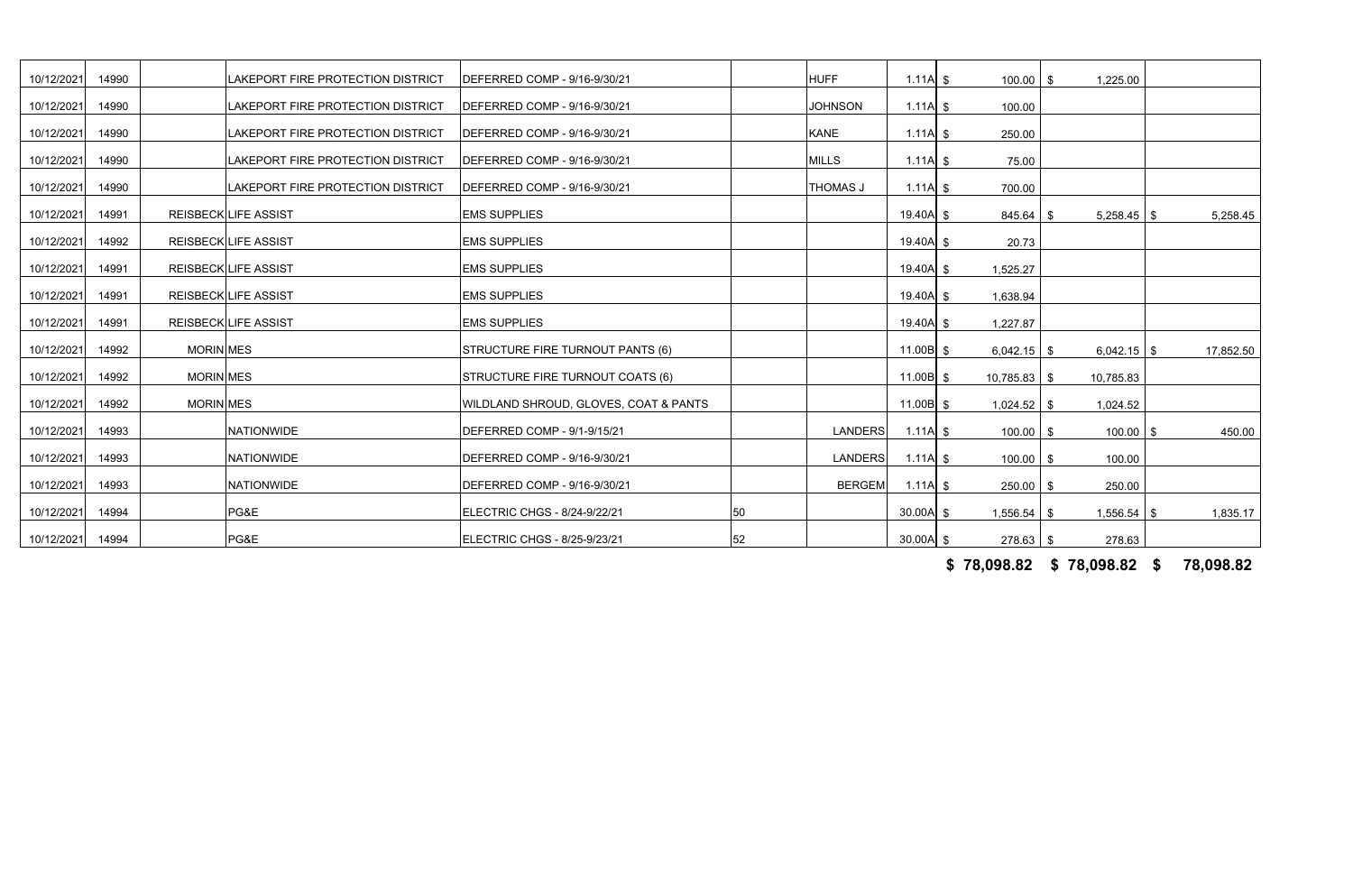| | | | | | | | | | | |
|---|---|---|---|---|---|---|---|---|---|---|
| 10/12/2021 | 14990 | | LAKEPORT FIRE PROTECTION DISTRICT | DEFERRED COMP - 9/16-9/30/21 | | HUFF | 1.11A | $ 100.00 | $ 1,225.00 | |
| 10/12/2021 | 14990 | | LAKEPORT FIRE PROTECTION DISTRICT | DEFERRED COMP - 9/16-9/30/21 | | JOHNSON | 1.11A | $ 100.00 | | |
| 10/12/2021 | 14990 | | LAKEPORT FIRE PROTECTION DISTRICT | DEFERRED COMP - 9/16-9/30/21 | | KANE | 1.11A | $ 250.00 | | |
| 10/12/2021 | 14990 | | LAKEPORT FIRE PROTECTION DISTRICT | DEFERRED COMP - 9/16-9/30/21 | | MILLS | 1.11A | $ 75.00 | | |
| 10/12/2021 | 14990 | | LAKEPORT FIRE PROTECTION DISTRICT | DEFERRED COMP - 9/16-9/30/21 | | THOMAS J | 1.11A | $ 700.00 | | |
| 10/12/2021 | 14991 | REISBECK | LIFE ASSIST | EMS SUPPLIES | | | 19.40A | $ 845.64 | $ 5,258.45 | $ 5,258.45 |
| 10/12/2021 | 14992 | REISBECK | LIFE ASSIST | EMS SUPPLIES | | | 19.40A | $ 20.73 | | |
| 10/12/2021 | 14991 | REISBECK | LIFE ASSIST | EMS SUPPLIES | | | 19.40A | $ 1,525.27 | | |
| 10/12/2021 | 14991 | REISBECK | LIFE ASSIST | EMS SUPPLIES | | | 19.40A | $ 1,638.94 | | |
| 10/12/2021 | 14991 | REISBECK | LIFE ASSIST | EMS SUPPLIES | | | 19.40A | $ 1,227.87 | | |
| 10/12/2021 | 14992 | MORIN | MES | STRUCTURE FIRE TURNOUT PANTS (6) | | | 11.00B | $ 6,042.15 | $ 6,042.15 | $ 17,852.50 |
| 10/12/2021 | 14992 | MORIN | MES | STRUCTURE FIRE TURNOUT COATS (6) | | | 11.00B | $ 10,785.83 | $ 10,785.83 | |
| 10/12/2021 | 14992 | MORIN | MES | WILDLAND SHROUD, GLOVES, COAT & PANTS | | | 11.00B | $ 1,024.52 | $ 1,024.52 | |
| 10/12/2021 | 14993 | | NATIONWIDE | DEFERRED COMP - 9/1-9/15/21 | | LANDERS | 1.11A | $ 100.00 | $ 100.00 | $ 450.00 |
| 10/12/2021 | 14993 | | NATIONWIDE | DEFERRED COMP - 9/16-9/30/21 | | LANDERS | 1.11A | $ 100.00 | $ 100.00 | |
| 10/12/2021 | 14993 | | NATIONWIDE | DEFERRED COMP - 9/16-9/30/21 | | BERGEM | 1.11A | $ 250.00 | $ 250.00 | |
| 10/12/2021 | 14994 | | PG&E | ELECTRIC CHGS - 8/24-9/22/21 | 50 | | 30.00A | $ 1,556.54 | $ 1,556.54 | $ 1,835.17 |
| 10/12/2021 | 14994 | | PG&E | ELECTRIC CHGS - 8/25-9/23/21 | 52 | | 30.00A | $ 278.63 | $ 278.63 | |
| | | | | | | | | **$ 78,098.82** | **$ 78,098.82** | **$ 78,098.82** |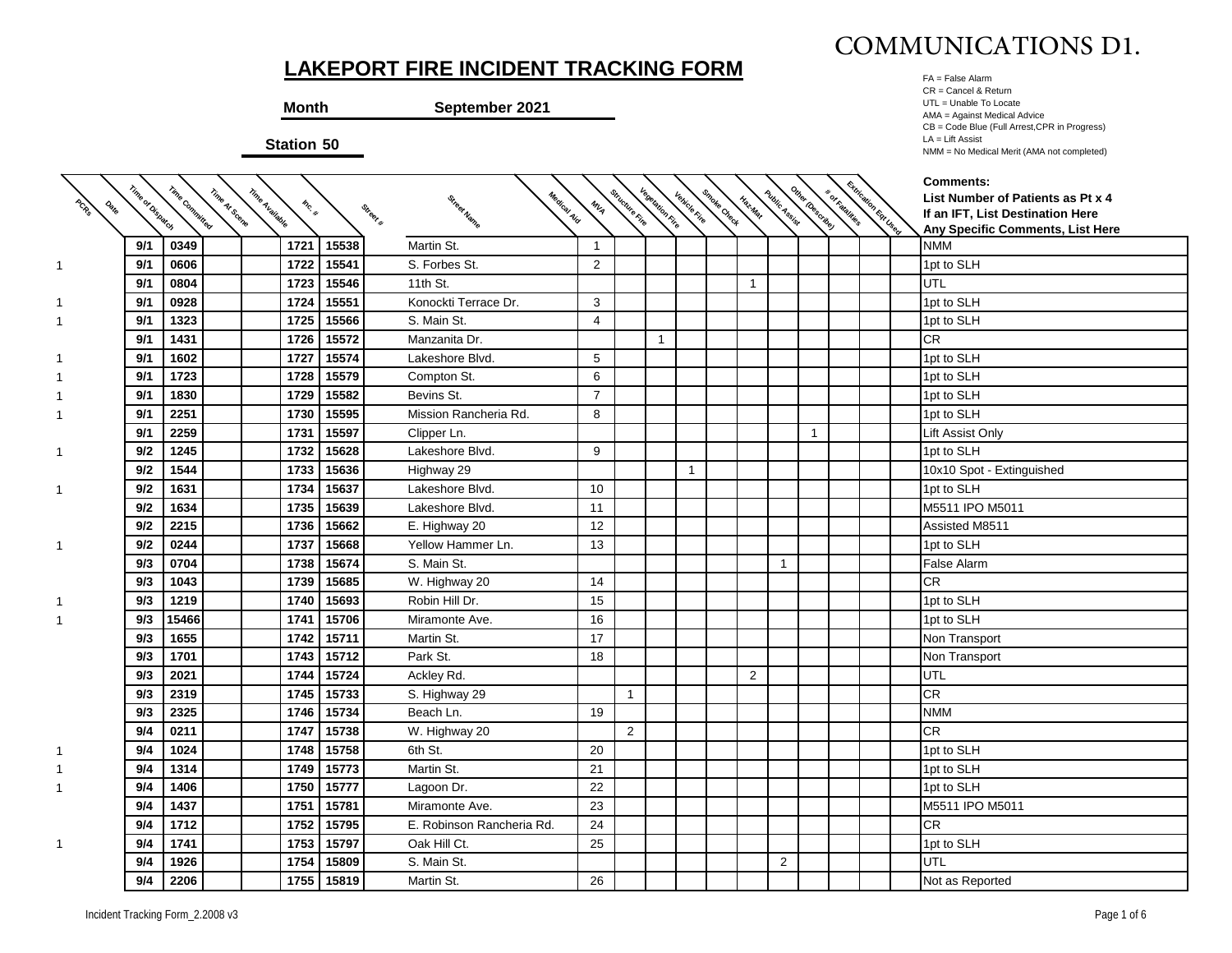# LAKEPORT FIRE INCIDENT TRACKING FORM

COMMUNICATIONS D1.

**Month** **September 2021**

**Station 50**

FA = False Alarm
CR = Cancel & Return
UTL = Unable To Locate
AMA = Against Medical Advice
CB = Code Blue (Full Arrest,CPR in Progress)
LA = Lift Assist
NMM = No Medical Merit (AMA not completed)

| PCRs | Date | Time of Dispatch | Time Committed | Time At Scene | Time Available | Inc. # | Street # | Street Name | Medical Aid | MVA | Structure Fire | Vegetation Fire | Vehicle Fire | Smoke Check | Haz-Mat | Public Assist | Other (Describe) | # of Fatalities | Extrication Eqt Used | **Comments:** **List Number of Patients as Pt x 4** **If an IFT, List Destination Here** **Any Specific Comments, List Here** |
|---|---|---|---|---|---|---|---|---|---|---|---|---|---|---|---|---|---|---|---|---|
| | 9/1 | 0349 | | | | 1721 | 15538 | Martin St. | 1 | | | | | | | | | | | NMM |
| 1 | 9/1 | 0606 | | | | 1722 | 15541 | S. Forbes St. | 2 | | | | | | | | | | | 1pt to SLH |
| | 9/1 | 0804 | | | | 1723 | 15546 | 11th St. | | | | | | 1 | | | | | | UTL |
| 1 | 9/1 | 0928 | | | | 1724 | 15551 | Konockti Terrace Dr. | 3 | | | | | | | | | | | 1pt to SLH |
| 1 | 9/1 | 1323 | | | | 1725 | 15566 | S. Main St. | 4 | | | | | | | | | | | 1pt to SLH |
| | 9/1 | 1431 | | | | 1726 | 15572 | Manzanita Dr. | | | 1 | | | | | | | | | CR |
| 1 | 9/1 | 1602 | | | | 1727 | 15574 | Lakeshore Blvd. | 5 | | | | | | | | | | | 1pt to SLH |
| 1 | 9/1 | 1723 | | | | 1728 | 15579 | Compton St. | 6 | | | | | | | | | | | 1pt to SLH |
| 1 | 9/1 | 1830 | | | | 1729 | 15582 | Bevins St. | 7 | | | | | | | | | | | 1pt to SLH |
| 1 | 9/1 | 2251 | | | | 1730 | 15595 | Mission Rancheria Rd. | 8 | | | | | | | | | | | 1pt to SLH |
| | 9/1 | 2259 | | | | 1731 | 15597 | Clipper Ln. | | | | | | | | 1 | | | | Lift Assist Only |
| 1 | 9/2 | 1245 | | | | 1732 | 15628 | Lakeshore Blvd. | 9 | | | | | | | | | | | 1pt to SLH |
| | 9/2 | 1544 | | | | 1733 | 15636 | Highway 29 | | | | 1 | | | | | | | | 10x10 Spot - Extinguished |
| 1 | 9/2 | 1631 | | | | 1734 | 15637 | Lakeshore Blvd. | 10 | | | | | | | | | | | 1pt to SLH |
| | 9/2 | 1634 | | | | 1735 | 15639 | Lakeshore Blvd. | 11 | | | | | | | | | | | M5511 IPO M5011 |
| | 9/2 | 2215 | | | | 1736 | 15662 | E. Highway 20 | 12 | | | | | | | | | | | Assisted M8511 |
| 1 | 9/2 | 0244 | | | | 1737 | 15668 | Yellow Hammer Ln. | 13 | | | | | | | | | | | 1pt to SLH |
| | 9/3 | 0704 | | | | 1738 | 15674 | S. Main St. | | | | | | | 1 | | | | | False Alarm |
| | 9/3 | 1043 | | | | 1739 | 15685 | W. Highway 20 | 14 | | | | | | | | | | | CR |
| 1 | 9/3 | 1219 | | | | 1740 | 15693 | Robin Hill Dr. | 15 | | | | | | | | | | | 1pt to SLH |
| 1 | 9/3 | 15466 | | | | 1741 | 15706 | Miramonte Ave. | 16 | | | | | | | | | | | 1pt to SLH |
| | 9/3 | 1655 | | | | 1742 | 15711 | Martin St. | 17 | | | | | | | | | | | Non Transport |
| | 9/3 | 1701 | | | | 1743 | 15712 | Park St. | 18 | | | | | | | | | | | Non Transport |
| | 9/3 | 2021 | | | | 1744 | 15724 | Ackley Rd. | | | | | | 2 | | | | | | UTL |
| | 9/3 | 2319 | | | | 1745 | 15733 | S. Highway 29 | | 1 | | | | | | | | | | CR |
| | 9/3 | 2325 | | | | 1746 | 15734 | Beach Ln. | 19 | | | | | | | | | | | NMM |
| | 9/4 | 0211 | | | | 1747 | 15738 | W. Highway 20 | | 2 | | | | | | | | | | CR |
| 1 | 9/4 | 1024 | | | | 1748 | 15758 | 6th St. | 20 | | | | | | | | | | | 1pt to SLH |
| 1 | 9/4 | 1314 | | | | 1749 | 15773 | Martin St. | 21 | | | | | | | | | | | 1pt to SLH |
| 1 | 9/4 | 1406 | | | | 1750 | 15777 | Lagoon Dr. | 22 | | | | | | | | | | | 1pt to SLH |
| | 9/4 | 1437 | | | | 1751 | 15781 | Miramonte Ave. | 23 | | | | | | | | | | | M5511 IPO M5011 |
| | 9/4 | 1712 | | | | 1752 | 15795 | E. Robinson Rancheria Rd. | 24 | | | | | | | | | | | CR |
| 1 | 9/4 | 1741 | | | | 1753 | 15797 | Oak Hill Ct. | 25 | | | | | | | | | | | 1pt to SLH |
| | 9/4 | 1926 | | | | 1754 | 15809 | S. Main St. | | | | | | | 2 | | | | | UTL |
| | 9/4 | 2206 | | | | 1755 | 15819 | Martin St. | 26 | | | | | | | | | | | Not as Reported |

Incident Tracking Form_2.2008 v3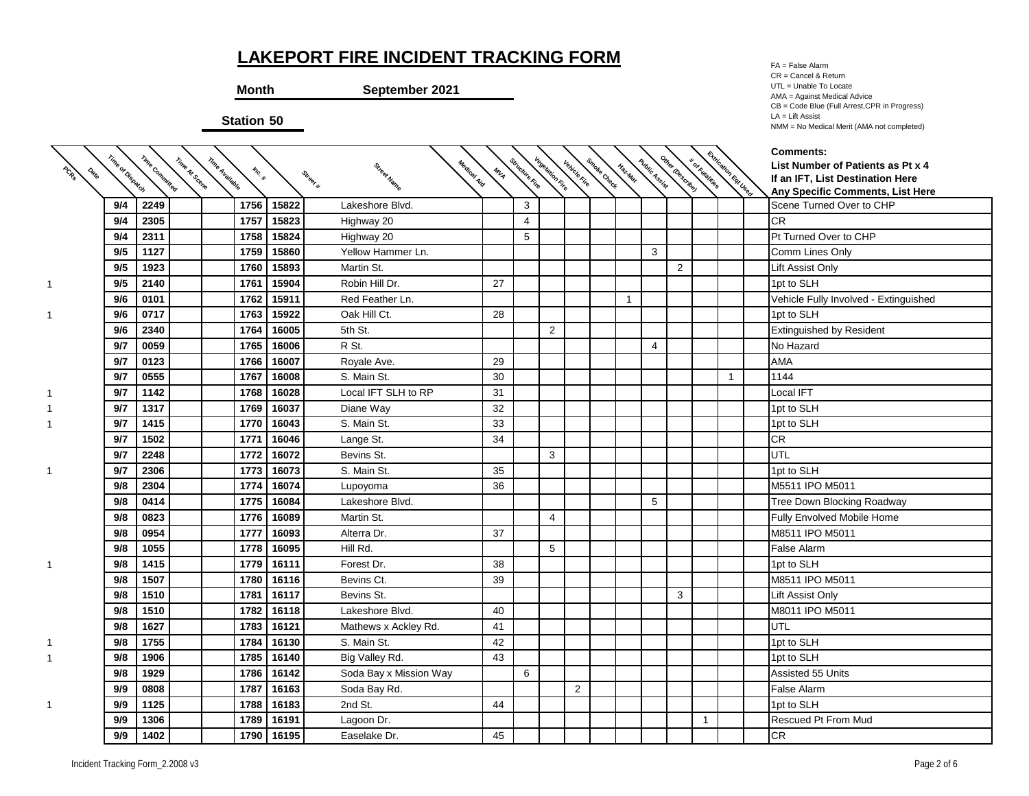# LAKEPORT FIRE INCIDENT TRACKING FORM

**Month** **September 2021**

**Station 50**

FA = False Alarm
CR = Cancel & Return
UTL = Unable To Locate
AMA = Against Medical Advice
CB = Code Blue (Full Arrest,CPR in Progress)
LA = Lift Assist
NMM = No Medical Merit (AMA not completed)

| PCRs | Date | Time of Dispatch | Time Committed | Time At Scene | Time Available | Inc. # | Street # | Street Name | Medical Aid | MVA | Structure Fire | Vegetation Fire | Vehicle Fire | Smoke Check | Haz-Mat | Public Assist | Other (Describe) | # of Fatalities | Extrication Eqt Used | Comments: List Number of Patients as Pt x 4 If an IFT, List Destination Here Any Specific Comments, List Here |
|---|---|---|---|---|---|---|---|---|---|---|---|---|---|---|---|---|---|---|---|---|
| | 9/4 | 2249 | | | | 1756 | 15822 | Lakeshore Blvd. | | 3 | | | | | | | | | | Scene Turned Over to CHP |
| | 9/4 | 2305 | | | | 1757 | 15823 | Highway 20 | | 4 | | | | | | | | | | CR |
| | 9/4 | 2311 | | | | 1758 | 15824 | Highway 20 | | 5 | | | | | | | | | | Pt Turned Over to CHP |
| | 9/5 | 1127 | | | | 1759 | 15860 | Yellow Hammer Ln. | | | | | | | 3 | | | | | Comm Lines Only |
| | 9/5 | 1923 | | | | 1760 | 15893 | Martin St. | | | | | | | | 2 | | | | Lift Assist Only |
| 1 | 9/5 | 2140 | | | | 1761 | 15904 | Robin Hill Dr. | 27 | | | | | | | | | | | 1pt to SLH |
| | 9/6 | 0101 | | | | 1762 | 15911 | Red Feather Ln. | | | | | | 1 | | | | | | Vehicle Fully Involved - Extinguished |
| 1 | 9/6 | 0717 | | | | 1763 | 15922 | Oak Hill Ct. | 28 | | | | | | | | | | | 1pt to SLH |
| | 9/6 | 2340 | | | | 1764 | 16005 | 5th St. | | | 2 | | | | | | | | | Extinguished by Resident |
| | 9/7 | 0059 | | | | 1765 | 16006 | R St. | | | | | | | 4 | | | | | No Hazard |
| | 9/7 | 0123 | | | | 1766 | 16007 | Royale Ave. | 29 | | | | | | | | | | | AMA |
| | 9/7 | 0555 | | | | 1767 | 16008 | S. Main St. | 30 | | | | | | | | | 1 | | 1144 |
| 1 | 9/7 | 1142 | | | | 1768 | 16028 | Local IFT SLH to RP | 31 | | | | | | | | | | | Local IFT |
| 1 | 9/7 | 1317 | | | | 1769 | 16037 | Diane Way | 32 | | | | | | | | | | | 1pt to SLH |
| 1 | 9/7 | 1415 | | | | 1770 | 16043 | S. Main St. | 33 | | | | | | | | | | | 1pt to SLH |
| | 9/7 | 1502 | | | | 1771 | 16046 | Lange St. | 34 | | | | | | | | | | | CR |
| | 9/7 | 2248 | | | | 1772 | 16072 | Bevins St. | | | 3 | | | | | | | | | UTL |
| 1 | 9/7 | 2306 | | | | 1773 | 16073 | S. Main St. | 35 | | | | | | | | | | | 1pt to SLH |
| | 9/8 | 2304 | | | | 1774 | 16074 | Lupoyoma | 36 | | | | | | | | | | | M5511 IPO M5011 |
| | 9/8 | 0414 | | | | 1775 | 16084 | Lakeshore Blvd. | | | | | | | 5 | | | | | Tree Down Blocking Roadway |
| | 9/8 | 0823 | | | | 1776 | 16089 | Martin St. | | | 4 | | | | | | | | | Fully Envolved Mobile Home |
| | 9/8 | 0954 | | | | 1777 | 16093 | Alterra Dr. | 37 | | | | | | | | | | | M8511 IPO M5011 |
| | 9/8 | 1055 | | | | 1778 | 16095 | Hill Rd. | | | 5 | | | | | | | | | False Alarm |
| 1 | 9/8 | 1415 | | | | 1779 | 16111 | Forest Dr. | 38 | | | | | | | | | | | 1pt to SLH |
| | 9/8 | 1507 | | | | 1780 | 16116 | Bevins Ct. | 39 | | | | | | | | | | | M8511 IPO M5011 |
| | 9/8 | 1510 | | | | 1781 | 16117 | Bevins St. | | | | | | | | 3 | | | | Lift Assist Only |
| | 9/8 | 1510 | | | | 1782 | 16118 | Lakeshore Blvd. | 40 | | | | | | | | | | | M8011 IPO M5011 |
| | 9/8 | 1627 | | | | 1783 | 16121 | Mathews x Ackley Rd. | 41 | | | | | | | | | | | UTL |
| 1 | 9/8 | 1755 | | | | 1784 | 16130 | S. Main St. | 42 | | | | | | | | | | | 1pt to SLH |
| 1 | 9/8 | 1906 | | | | 1785 | 16140 | Big Valley Rd. | 43 | | | | | | | | | | | 1pt to SLH |
| | 9/8 | 1929 | | | | 1786 | 16142 | Soda Bay x Mission Way | | 6 | | | | | | | | | | Assisted 55 Units |
| | 9/9 | 0808 | | | | 1787 | 16163 | Soda Bay Rd. | | | | 2 | | | | | | | | False Alarm |
| 1 | 9/9 | 1125 | | | | 1788 | 16183 | 2nd St. | 44 | | | | | | | | | | | 1pt to SLH |
| | 9/9 | 1306 | | | | 1789 | 16191 | Lagoon Dr. | | | | | | | | | 1 | | | Rescued Pt From Mud |
| | 9/9 | 1402 | | | | 1790 | 16195 | Easelake Dr. | 45 | | | | | | | | | | | CR |

Incident Tracking Form_2.2008 v3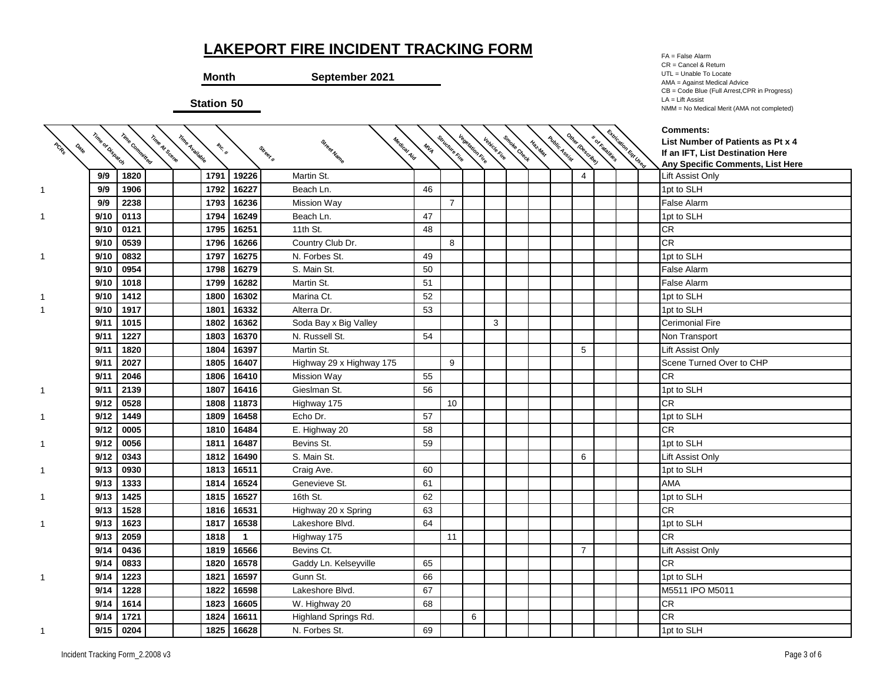# LAKEPORT FIRE INCIDENT TRACKING FORM

**Month** **September 2021**

**Station 50**

FA = False Alarm
CR = Cancel & Return
UTL = Unable To Locate
AMA = Against Medical Advice
CB = Code Blue (Full Arrest,CPR in Progress)
LA = Lift Assist
NMM = No Medical Merit (AMA not completed)

| PCRs | Date | Time of Dispatch | Time Committed | Time At Scene | Time Available | Inc. # | Street # | Street Name | Medical Aid | MVA | Structure Fire | Vegetation Fire | Vehicle Fire | Smoke Check | Haz-Mat | Public Assist | Other (Describe) | # of Fatalities | Extrication Eqt Used | Comments: List Number of Patients as Pt x 4 If an IFT, List Destination Here Any Specific Comments, List Here |
|---|---|---|---|---|---|---|---|---|---|---|---|---|---|---|---|---|---|---|---|---|
| | 9/9 | 1820 | | | 1791 | 19226 | Martin St. | | | | | | | | | 4 | | | | Lift Assist Only |
| 1 | 9/9 | 1906 | | | 1792 | 16227 | Beach Ln. | 46 | | | | | | | | | | | | 1pt to SLH |
| | 9/9 | 2238 | | | 1793 | 16236 | Mission Way | | 7 | | | | | | | | | | | False Alarm |
| 1 | 9/10 | 0113 | | | 1794 | 16249 | Beach Ln. | 47 | | | | | | | | | | | | 1pt to SLH |
| | 9/10 | 0121 | | | 1795 | 16251 | 11th St. | 48 | | | | | | | | | | | | CR |
| | 9/10 | 0539 | | | 1796 | 16266 | Country Club Dr. | | 8 | | | | | | | | | | | CR |
| 1 | 9/10 | 0832 | | | 1797 | 16275 | N. Forbes St. | 49 | | | | | | | | | | | | 1pt to SLH |
| | 9/10 | 0954 | | | 1798 | 16279 | S. Main St. | 50 | | | | | | | | | | | | False Alarm |
| | 9/10 | 1018 | | | 1799 | 16282 | Martin St. | 51 | | | | | | | | | | | | False Alarm |
| 1 | 9/10 | 1412 | | | 1800 | 16302 | Marina Ct. | 52 | | | | | | | | | | | | 1pt to SLH |
| 1 | 9/10 | 1917 | | | 1801 | 16332 | Alterra Dr. | 53 | | | | | | | | | | | | 1pt to SLH |
| | 9/11 | 1015 | | | 1802 | 16362 | Soda Bay x Big Valley | | | | | 3 | | | | | | | | Cerimonial Fire |
| | 9/11 | 1227 | | | 1803 | 16370 | N. Russell St. | 54 | | | | | | | | | | | | Non Transport |
| | 9/11 | 1820 | | | 1804 | 16397 | Martin St. | | | | | | | | | 5 | | | | Lift Assist Only |
| | 9/11 | 2027 | | | 1805 | 16407 | Highway 29 x Highway 175 | | 9 | | | | | | | | | | | Scene Turned Over to CHP |
| | 9/11 | 2046 | | | 1806 | 16410 | Mission Way | 55 | | | | | | | | | | | | CR |
| 1 | 9/11 | 2139 | | | 1807 | 16416 | Gieslman St. | 56 | | | | | | | | | | | | 1pt to SLH |
| | 9/12 | 0528 | | | 1808 | 11873 | Highway 175 | | 10 | | | | | | | | | | | CR |
| 1 | 9/12 | 1449 | | | 1809 | 16458 | Echo Dr. | 57 | | | | | | | | | | | | 1pt to SLH |
| | 9/12 | 0005 | | | 1810 | 16484 | E. Highway 20 | 58 | | | | | | | | | | | | CR |
| 1 | 9/12 | 0056 | | | 1811 | 16487 | Bevins St. | 59 | | | | | | | | | | | | 1pt to SLH |
| | 9/12 | 0343 | | | 1812 | 16490 | S. Main St. | | | | | | | | | 6 | | | | Lift Assist Only |
| 1 | 9/13 | 0930 | | | 1813 | 16511 | Craig Ave. | 60 | | | | | | | | | | | | 1pt to SLH |
| | 9/13 | 1333 | | | 1814 | 16524 | Genevieve St. | 61 | | | | | | | | | | | | AMA |
| 1 | 9/13 | 1425 | | | 1815 | 16527 | 16th St. | 62 | | | | | | | | | | | | 1pt to SLH |
| | 9/13 | 1528 | | | 1816 | 16531 | Highway 20 x Spring | 63 | | | | | | | | | | | | CR |
| 1 | 9/13 | 1623 | | | 1817 | 16538 | Lakeshore Blvd. | 64 | | | | | | | | | | | | 1pt to SLH |
| | 9/13 | 2059 | | | 1818 | 1 | Highway 175 | | 11 | | | | | | | | | | | CR |
| | 9/14 | 0436 | | | 1819 | 16566 | Bevins Ct. | | | | | | | | | 7 | | | | Lift Assist Only |
| | 9/14 | 0833 | | | 1820 | 16578 | Gaddy Ln. Kelseyville | 65 | | | | | | | | | | | | CR |
| 1 | 9/14 | 1223 | | | 1821 | 16597 | Gunn St. | 66 | | | | | | | | | | | | 1pt to SLH |
| | 9/14 | 1228 | | | 1822 | 16598 | Lakeshore Blvd. | 67 | | | | | | | | | | | | M5511 IPO M5011 |
| | 9/14 | 1614 | | | 1823 | 16605 | W. Highway 20 | 68 | | | | | | | | | | | | CR |
| | 9/14 | 1721 | | | 1824 | 16611 | Highland Springs Rd. | | | 6 | | | | | | | | | | CR |
| 1 | 9/15 | 0204 | | | 1825 | 16628 | N. Forbes St. | 69 | | | | | | | | | | | | 1pt to SLH |

Incident Tracking Form_2.2008 v3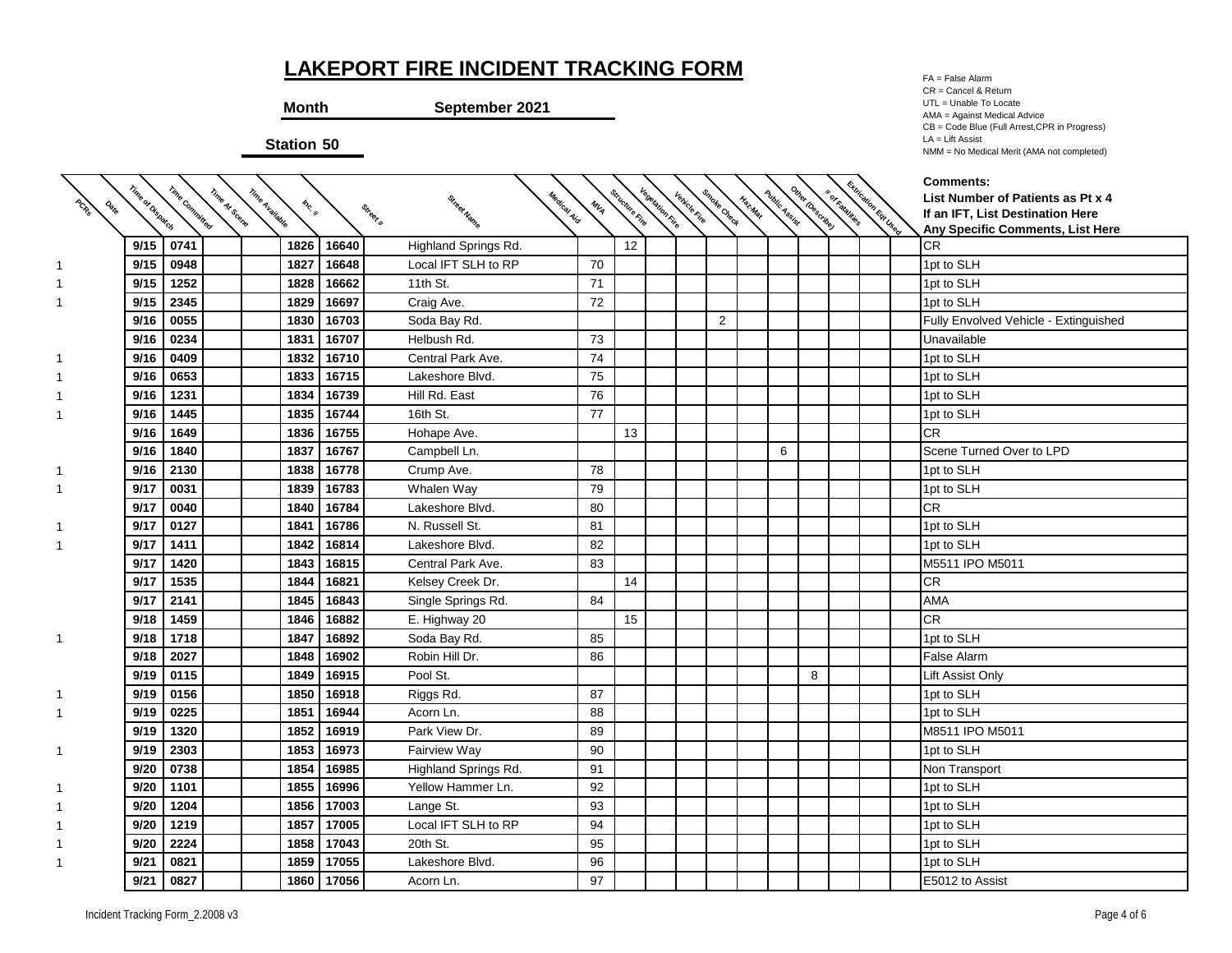# LAKEPORT FIRE INCIDENT TRACKING FORM

**Month** **September 2021**

**Station 50**

FA = False Alarm
CR = Cancel & Return
UTL = Unable To Locate
AMA = Against Medical Advice
CB = Code Blue (Full Arrest,CPR in Progress)
LA = Lift Assist
NMM = No Medical Merit (AMA not completed)

| PCRs | Date | Time of Dispatch | Time Committed | Time At Scene | Time Available | Inc. # | Street # | Street Name | Medical Aid | MVA | Structure Fire | Vegetation Fire | Vehicle Fire | Smoke Check | Haz-Mat | Public Assist | Other (Describe) | # of Fatalities | Extrication Eqt Used | Comments: List Number of Patients as Pt x 4 If an IFT, List Destination Here Any Specific Comments, List Here |
|---|---|---|---|---|---|---|---|---|---|---|---|---|---|---|---|---|---|---|---|---|
| | 9/15 | 0741 | | | | 1826 | 16640 | Highland Springs Rd. | | 12 | | | | | | | | | | CR |
| 1 | 9/15 | 0948 | | | | 1827 | 16648 | Local IFT SLH to RP | 70 | | | | | | | | | | | 1pt to SLH |
| 1 | 9/15 | 1252 | | | | 1828 | 16662 | 11th St. | 71 | | | | | | | | | | | 1pt to SLH |
| 1 | 9/15 | 2345 | | | | 1829 | 16697 | Craig Ave. | 72 | | | | | | | | | | | 1pt to SLH |
| | 9/16 | 0055 | | | | 1830 | 16703 | Soda Bay Rd. | | | | | 2 | | | | | | | Fully Envolved Vehicle - Extinguished |
| | 9/16 | 0234 | | | | 1831 | 16707 | Helbush Rd. | 73 | | | | | | | | | | | Unavailable |
| 1 | 9/16 | 0409 | | | | 1832 | 16710 | Central Park Ave. | 74 | | | | | | | | | | | 1pt to SLH |
| 1 | 9/16 | 0653 | | | | 1833 | 16715 | Lakeshore Blvd. | 75 | | | | | | | | | | | 1pt to SLH |
| 1 | 9/16 | 1231 | | | | 1834 | 16739 | Hill Rd. East | 76 | | | | | | | | | | | 1pt to SLH |
| 1 | 9/16 | 1445 | | | | 1835 | 16744 | 16th St. | 77 | | | | | | | | | | | 1pt to SLH |
| | 9/16 | 1649 | | | | 1836 | 16755 | Hohape Ave. | | 13 | | | | | | | | | | CR |
| | 9/16 | 1840 | | | | 1837 | 16767 | Campbell Ln. | | | | | | | 6 | | | | | Scene Turned Over to LPD |
| 1 | 9/16 | 2130 | | | | 1838 | 16778 | Crump Ave. | 78 | | | | | | | | | | | 1pt to SLH |
| 1 | 9/17 | 0031 | | | | 1839 | 16783 | Whalen Way | 79 | | | | | | | | | | | 1pt to SLH |
| | 9/17 | 0040 | | | | 1840 | 16784 | Lakeshore Blvd. | 80 | | | | | | | | | | | CR |
| 1 | 9/17 | 0127 | | | | 1841 | 16786 | N. Russell St. | 81 | | | | | | | | | | | 1pt to SLH |
| 1 | 9/17 | 1411 | | | | 1842 | 16814 | Lakeshore Blvd. | 82 | | | | | | | | | | | 1pt to SLH |
| | 9/17 | 1420 | | | | 1843 | 16815 | Central Park Ave. | 83 | | | | | | | | | | | M5511 IPO M5011 |
| | 9/17 | 1535 | | | | 1844 | 16821 | Kelsey Creek Dr. | | 14 | | | | | | | | | | CR |
| | 9/17 | 2141 | | | | 1845 | 16843 | Single Springs Rd. | 84 | | | | | | | | | | | AMA |
| | 9/18 | 1459 | | | | 1846 | 16882 | E. Highway 20 | | 15 | | | | | | | | | | CR |
| 1 | 9/18 | 1718 | | | | 1847 | 16892 | Soda Bay Rd. | 85 | | | | | | | | | | | 1pt to SLH |
| | 9/18 | 2027 | | | | 1848 | 16902 | Robin Hill Dr. | 86 | | | | | | | | | | | False Alarm |
| | 9/19 | 0115 | | | | 1849 | 16915 | Pool St. | | | | | | | | 8 | | | | Lift Assist Only |
| 1 | 9/19 | 0156 | | | | 1850 | 16918 | Riggs Rd. | 87 | | | | | | | | | | | 1pt to SLH |
| 1 | 9/19 | 0225 | | | | 1851 | 16944 | Acorn Ln. | 88 | | | | | | | | | | | 1pt to SLH |
| | 9/19 | 1320 | | | | 1852 | 16919 | Park View Dr. | 89 | | | | | | | | | | | M8511 IPO M5011 |
| 1 | 9/19 | 2303 | | | | 1853 | 16973 | Fairview Way | 90 | | | | | | | | | | | 1pt to SLH |
| | 9/20 | 0738 | | | | 1854 | 16985 | Highland Springs Rd. | 91 | | | | | | | | | | | Non Transport |
| 1 | 9/20 | 1101 | | | | 1855 | 16996 | Yellow Hammer Ln. | 92 | | | | | | | | | | | 1pt to SLH |
| 1 | 9/20 | 1204 | | | | 1856 | 17003 | Lange St. | 93 | | | | | | | | | | | 1pt to SLH |
| 1 | 9/20 | 1219 | | | | 1857 | 17005 | Local IFT SLH to RP | 94 | | | | | | | | | | | 1pt to SLH |
| 1 | 9/20 | 2224 | | | | 1858 | 17043 | 20th St. | 95 | | | | | | | | | | | 1pt to SLH |
| 1 | 9/21 | 0821 | | | | 1859 | 17055 | Lakeshore Blvd. | 96 | | | | | | | | | | | 1pt to SLH |
| | 9/21 | 0827 | | | | 1860 | 17056 | Acorn Ln. | 97 | | | | | | | | | | | E5012 to Assist |

Incident Tracking Form_2.2008 v3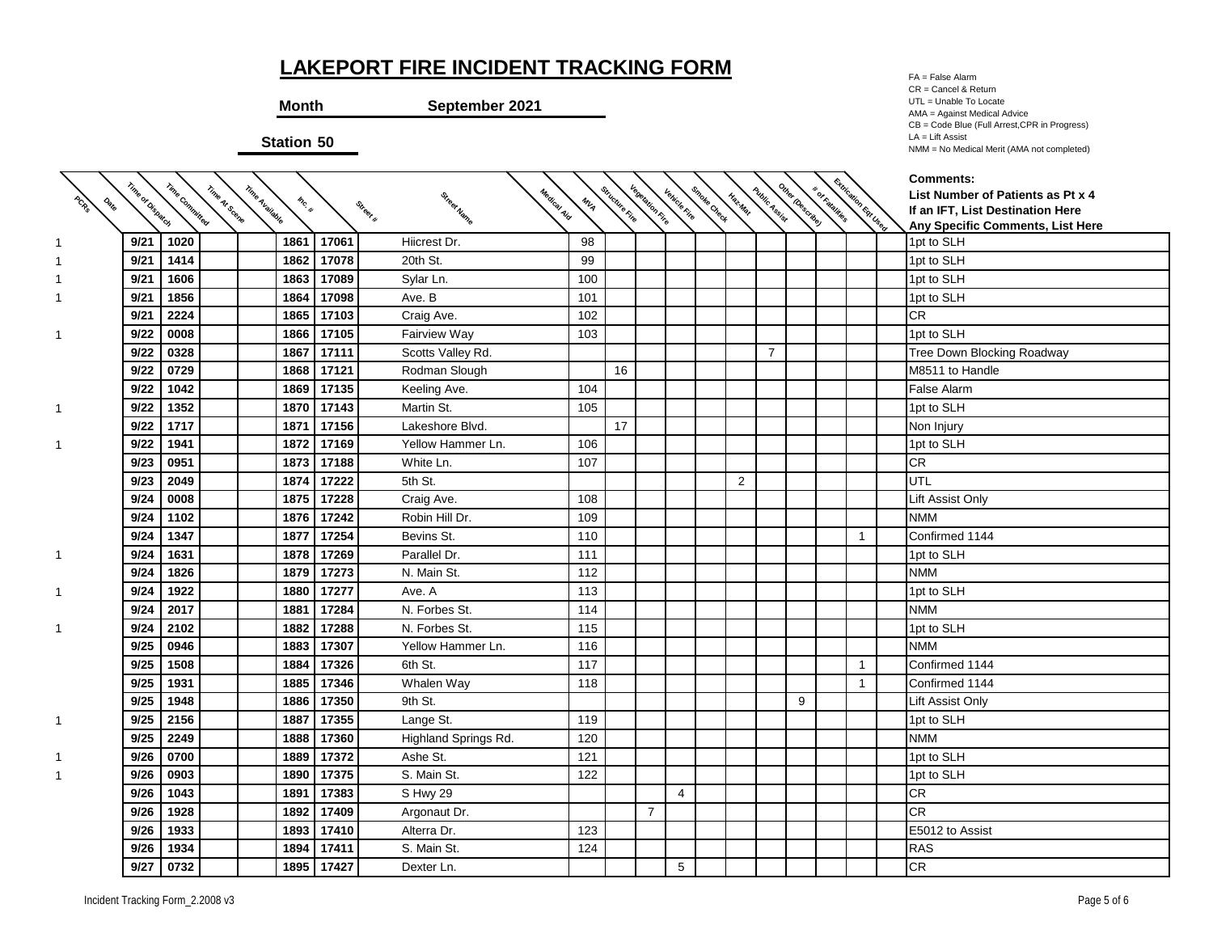# LAKEPORT FIRE INCIDENT TRACKING FORM

**Month** **September 2021**

**Station 50**

FA = False Alarm
CR = Cancel & Return
UTL = Unable To Locate
AMA = Against Medical Advice
CB = Code Blue (Full Arrest,CPR in Progress)
LA = Lift Assist
NMM = No Medical Merit (AMA not completed)

| PCRs | Date | Time of Dispatch | Time Committed | Time At Scene | Time Available | Inc. # | Street # | Street Name | Medical Aid | MVA | Structure Fire | Vegetation Fire | Vehicle Fire | Smoke Check | Haz-Mat | Public Assist | Other (Describe) | # of Fatalities | Extrication Eqt Used | Comments: List Number of Patients as Pt x 4 If an IFT, List Destination Here Any Specific Comments, List Here |
|---|---|---|---|---|---|---|---|---|---|---|---|---|---|---|---|---|---|---|---|---|
| 1 | 9/21 | 1020 | | | | 1861 | 17061 | Hiicrest Dr. | 98 | | | | | | | | | | | 1pt to SLH |
| 1 | 9/21 | 1414 | | | | 1862 | 17078 | 20th St. | 99 | | | | | | | | | | | 1pt to SLH |
| 1 | 9/21 | 1606 | | | | 1863 | 17089 | Sylar Ln. | 100 | | | | | | | | | | | 1pt to SLH |
| 1 | 9/21 | 1856 | | | | 1864 | 17098 | Ave. B | 101 | | | | | | | | | | | 1pt to SLH |
| | 9/21 | 2224 | | | | 1865 | 17103 | Craig Ave. | 102 | | | | | | | | | | | CR |
| 1 | 9/22 | 0008 | | | | 1866 | 17105 | Fairview Way | 103 | | | | | | | | | | | 1pt to SLH |
| | 9/22 | 0328 | | | | 1867 | 17111 | Scotts Valley Rd. | | | | | | | 7 | | | | | Tree Down Blocking Roadway |
| | 9/22 | 0729 | | | | 1868 | 17121 | Rodman Slough | | 16 | | | | | | | | | | M8511 to Handle |
| | 9/22 | 1042 | | | | 1869 | 17135 | Keeling Ave. | 104 | | | | | | | | | | | False Alarm |
| 1 | 9/22 | 1352 | | | | 1870 | 17143 | Martin St. | 105 | | | | | | | | | | | 1pt to SLH |
| | 9/22 | 1717 | | | | 1871 | 17156 | Lakeshore Blvd. | | 17 | | | | | | | | | | Non Injury |
| 1 | 9/22 | 1941 | | | | 1872 | 17169 | Yellow Hammer Ln. | 106 | | | | | | | | | | | 1pt to SLH |
| | 9/23 | 0951 | | | | 1873 | 17188 | White Ln. | 107 | | | | | | | | | | | CR |
| | 9/23 | 2049 | | | | 1874 | 17222 | 5th St. | | | | | | 2 | | | | | | UTL |
| | 9/24 | 0008 | | | | 1875 | 17228 | Craig Ave. | 108 | | | | | | | | | | | Lift Assist Only |
| | 9/24 | 1102 | | | | 1876 | 17242 | Robin Hill Dr. | 109 | | | | | | | | | | | NMM |
| | 9/24 | 1347 | | | | 1877 | 17254 | Bevins St. | 110 | | | | | | | | | 1 | | Confirmed 1144 |
| 1 | 9/24 | 1631 | | | | 1878 | 17269 | Parallel Dr. | 111 | | | | | | | | | | | 1pt to SLH |
| | 9/24 | 1826 | | | | 1879 | 17273 | N. Main St. | 112 | | | | | | | | | | | NMM |
| 1 | 9/24 | 1922 | | | | 1880 | 17277 | Ave. A | 113 | | | | | | | | | | | 1pt to SLH |
| | 9/24 | 2017 | | | | 1881 | 17284 | N. Forbes St. | 114 | | | | | | | | | | | NMM |
| 1 | 9/24 | 2102 | | | | 1882 | 17288 | N. Forbes St. | 115 | | | | | | | | | | | 1pt to SLH |
| | 9/25 | 0946 | | | | 1883 | 17307 | Yellow Hammer Ln. | 116 | | | | | | | | | | | NMM |
| | 9/25 | 1508 | | | | 1884 | 17326 | 6th St. | 117 | | | | | | | | | 1 | | Confirmed 1144 |
| | 9/25 | 1931 | | | | 1885 | 17346 | Whalen Way | 118 | | | | | | | | | 1 | | Confirmed 1144 |
| | 9/25 | 1948 | | | | 1886 | 17350 | 9th St. | | | | | | | | 9 | | | | Lift Assist Only |
| 1 | 9/25 | 2156 | | | | 1887 | 17355 | Lange St. | 119 | | | | | | | | | | | 1pt to SLH |
| | 9/25 | 2249 | | | | 1888 | 17360 | Highland Springs Rd. | 120 | | | | | | | | | | | NMM |
| 1 | 9/26 | 0700 | | | | 1889 | 17372 | Ashe St. | 121 | | | | | | | | | | | 1pt to SLH |
| 1 | 9/26 | 0903 | | | | 1890 | 17375 | S. Main St. | 122 | | | | | | | | | | | 1pt to SLH |
| | 9/26 | 1043 | | | | 1891 | 17383 | S Hwy 29 | | | | 4 | | | | | | | | CR |
| | 9/26 | 1928 | | | | 1892 | 17409 | Argonaut Dr. | | | 7 | | | | | | | | | CR |
| | 9/26 | 1933 | | | | 1893 | 17410 | Alterra Dr. | 123 | | | | | | | | | | | E5012 to Assist |
| | 9/26 | 1934 | | | | 1894 | 17411 | S. Main St. | 124 | | | | | | | | | | | RAS |
| | 9/27 | 0732 | | | | 1895 | 17427 | Dexter Ln. | | | | 5 | | | | | | | | CR |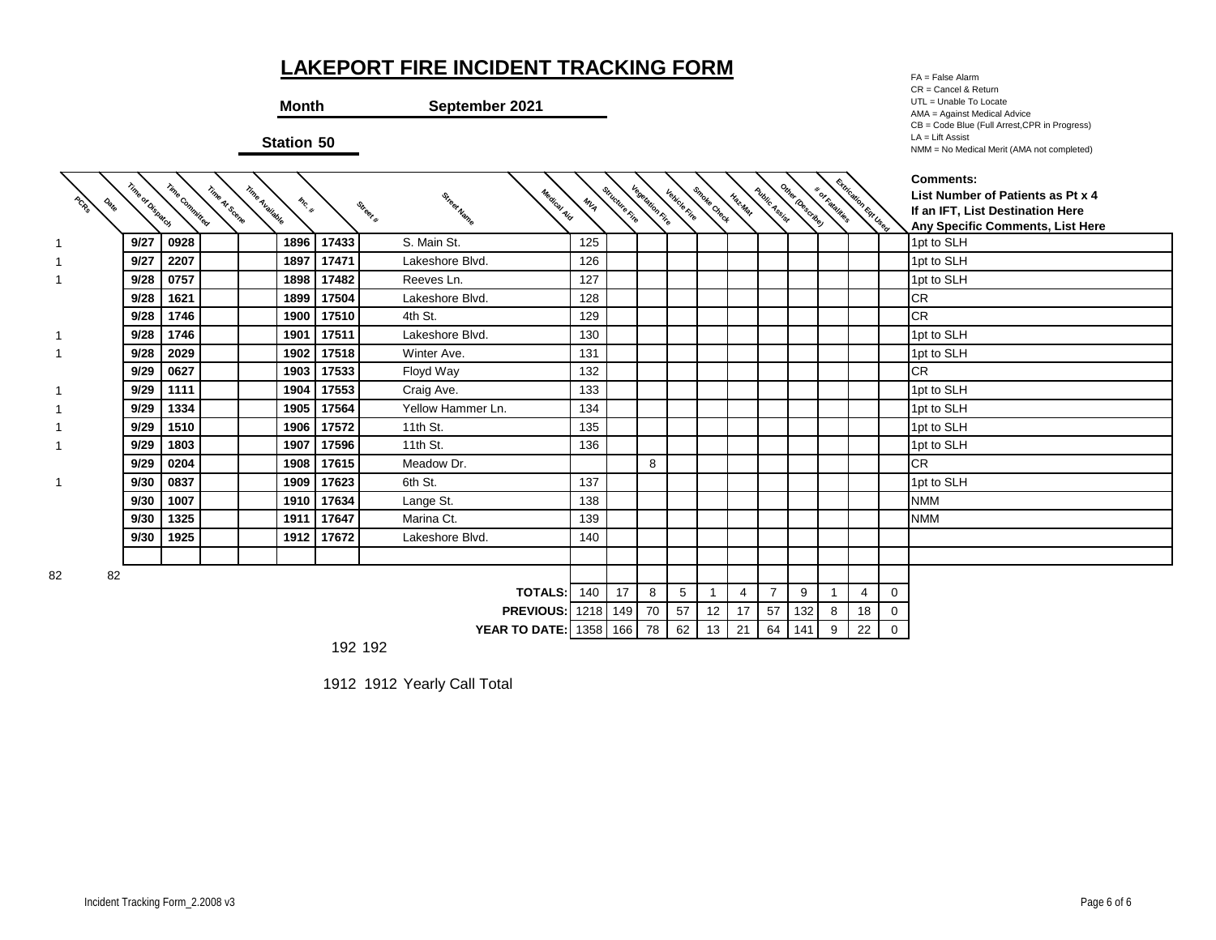# LAKEPORT FIRE INCIDENT TRACKING FORM

**Month** **September 2021**

**Station 50**

FA = False Alarm
CR = Cancel & Return
UTL = Unable To Locate
AMA = Against Medical Advice
CB = Code Blue (Full Arrest,CPR in Progress)
LA = Lift Assist
NMM = No Medical Merit (AMA not completed)

| PCRs | Date | Time of Dispatch | Time Committed | Time At Scene | Time Available | Inc. # | Street # | Street Name | Medical Aid | MVA | Structure Fire | Vegetation Fire | Vehicle Fire | Smoke Check | Haz-Mat | Public Assist | Other (Describe) | # of Fatalities | Extrication Eqt Used | Comments: List Number of Patients as Pt x 4 If an IFT, List Destination Here Any Specific Comments, List Here |
|---|---|---|---|---|---|---|---|---|---|---|---|---|---|---|---|---|---|---|---|---|
| 1 | 9/27 | 0928 | | | 1896 | 17433 | S. Main St. | 125 | | | | | | | | | | | | 1pt to SLH |
| 1 | 9/27 | 2207 | | | 1897 | 17471 | Lakeshore Blvd. | 126 | | | | | | | | | | | | 1pt to SLH |
| 1 | 9/28 | 0757 | | | 1898 | 17482 | Reeves Ln. | 127 | | | | | | | | | | | | 1pt to SLH |
| | 9/28 | 1621 | | | 1899 | 17504 | Lakeshore Blvd. | 128 | | | | | | | | | | | | CR |
| | 9/28 | 1746 | | | 1900 | 17510 | 4th St. | 129 | | | | | | | | | | | | CR |
| 1 | 9/28 | 1746 | | | 1901 | 17511 | Lakeshore Blvd. | 130 | | | | | | | | | | | | 1pt to SLH |
| 1 | 9/28 | 2029 | | | 1902 | 17518 | Winter Ave. | 131 | | | | | | | | | | | | 1pt to SLH |
| | 9/29 | 0627 | | | 1903 | 17533 | Floyd Way | 132 | | | | | | | | | | | | CR |
| 1 | 9/29 | 1111 | | | 1904 | 17553 | Craig Ave. | 133 | | | | | | | | | | | | 1pt to SLH |
| 1 | 9/29 | 1334 | | | 1905 | 17564 | Yellow Hammer Ln. | 134 | | | | | | | | | | | | 1pt to SLH |
| 1 | 9/29 | 1510 | | | 1906 | 17572 | 11th St. | 135 | | | | | | | | | | | | 1pt to SLH |
| 1 | 9/29 | 1803 | | | 1907 | 17596 | 11th St. | 136 | | | | | | | | | | | | 1pt to SLH |
| | 9/29 | 0204 | | | 1908 | 17615 | Meadow Dr. | | | 8 | | | | | | | | | | CR |
| 1 | 9/30 | 0837 | | | 1909 | 17623 | 6th St. | 137 | | | | | | | | | | | | 1pt to SLH |
| | 9/30 | 1007 | | | 1910 | 17634 | Lange St. | 138 | | | | | | | | | | | | NMM |
| | 9/30 | 1325 | | | 1911 | 17647 | Marina Ct. | 139 | | | | | | | | | | | | NMM |
| | 9/30 | 1925 | | | 1912 | 17672 | Lakeshore Blvd. | 140 | | | | | | | | | | | | |
| | | | | | | | | | | | | | | | | | | | | |
| 82 | 82 | | | | | | | | | | | | | | | | | | | |
| | | | | | | | TOTALS: | | 140 | 17 | 8 | 5 | 1 | 4 | 7 | 9 | 1 | 4 | 0 | |
| | | | | | | | PREVIOUS: | | 1218 | 149 | 70 | 57 | 12 | 17 | 57 | 132 | 8 | 18 | 0 | |
| | | | | | | | YEAR TO DATE: | | 1358 | 166 | 78 | 62 | 13 | 21 | 64 | 141 | 9 | 22 | 0 | |

192 192

1912 1912 Yearly Call Total

Incident Tracking Form_2.2008 v3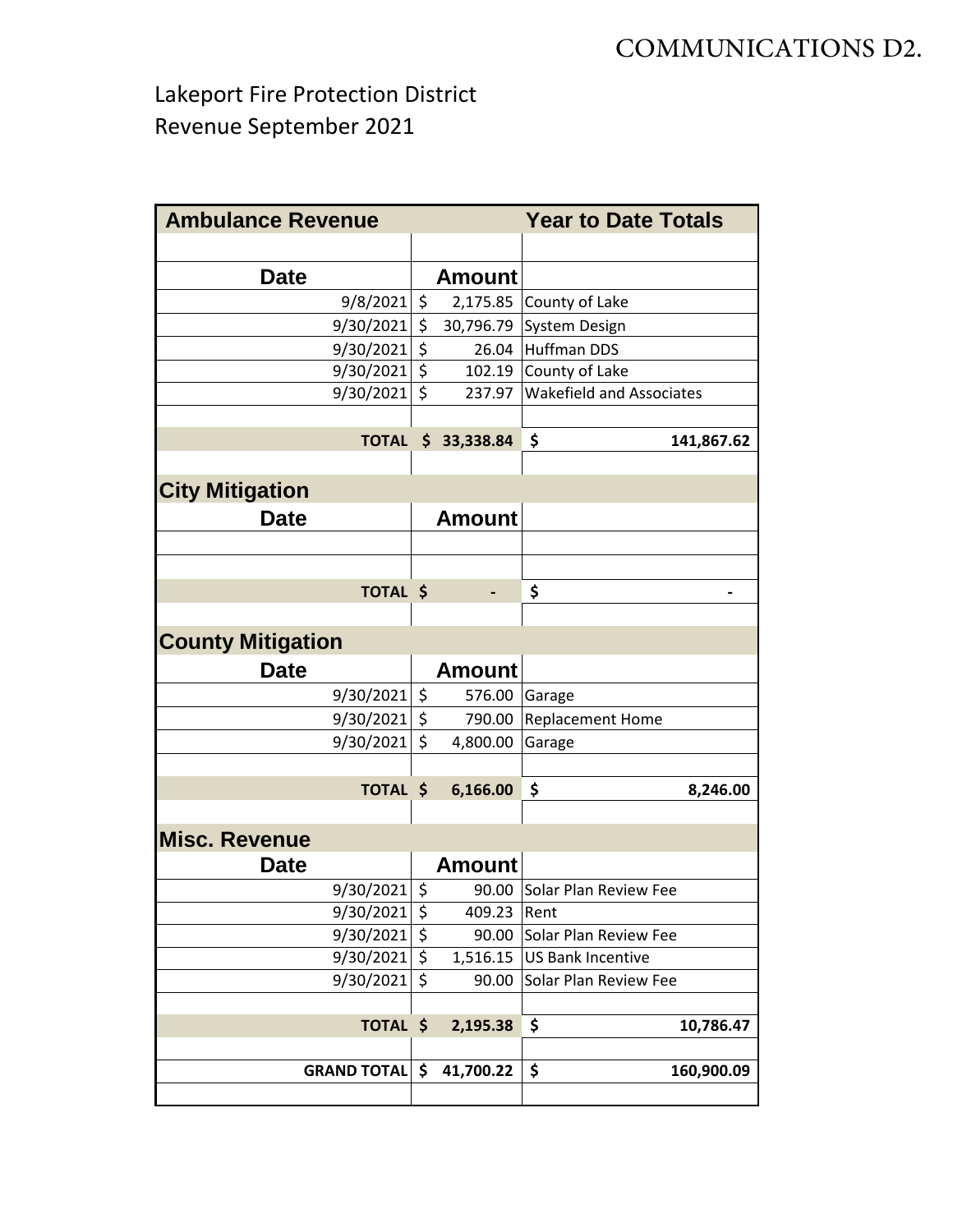COMMUNICATIONS D2.

# Lakeport Fire Protection District
## Revenue September 2021

| Ambulance Revenue | | Year to Date Totals |
|---|---|---|
| | | |
| **Date** | **Amount** | |
| 9/8/2021 | $ 2,175.85 | County of Lake |
| 9/30/2021 | $ 30,796.79 | System Design |
| 9/30/2021 | $ 26.04 | Huffman DDS |
| 9/30/2021 | $ 102.19 | County of Lake |
| 9/30/2021 | $ 237.97 | Wakefield and Associates |
| | | |
| **TOTAL** | **$ 33,338.84** | **$ 141,867.62** |
| | | |
| **City Mitigation** | | |
| **Date** | **Amount** | |
| | | |
| | | |
| **TOTAL** | **$ -** | **$ -** |
| | | |
| **County Mitigation** | | |
| **Date** | **Amount** | |
| 9/30/2021 | $ 576.00 | Garage |
| 9/30/2021 | $ 790.00 | Replacement Home |
| 9/30/2021 | $ 4,800.00 | Garage |
| | | |
| **TOTAL** | **$ 6,166.00** | **$ 8,246.00** |
| | | |
| **Misc. Revenue** | | |
| **Date** | **Amount** | |
| 9/30/2021 | $ 90.00 | Solar Plan Review Fee |
| 9/30/2021 | $ 409.23 | Rent |
| 9/30/2021 | $ 90.00 | Solar Plan Review Fee |
| 9/30/2021 | $ 1,516.15 | US Bank Incentive |
| 9/30/2021 | $ 90.00 | Solar Plan Review Fee |
| | | |
| **TOTAL** | **$ 2,195.38** | **$ 10,786.47** |
| | | |
| **GRAND TOTAL** | **$ 41,700.22** | **$ 160,900.09** |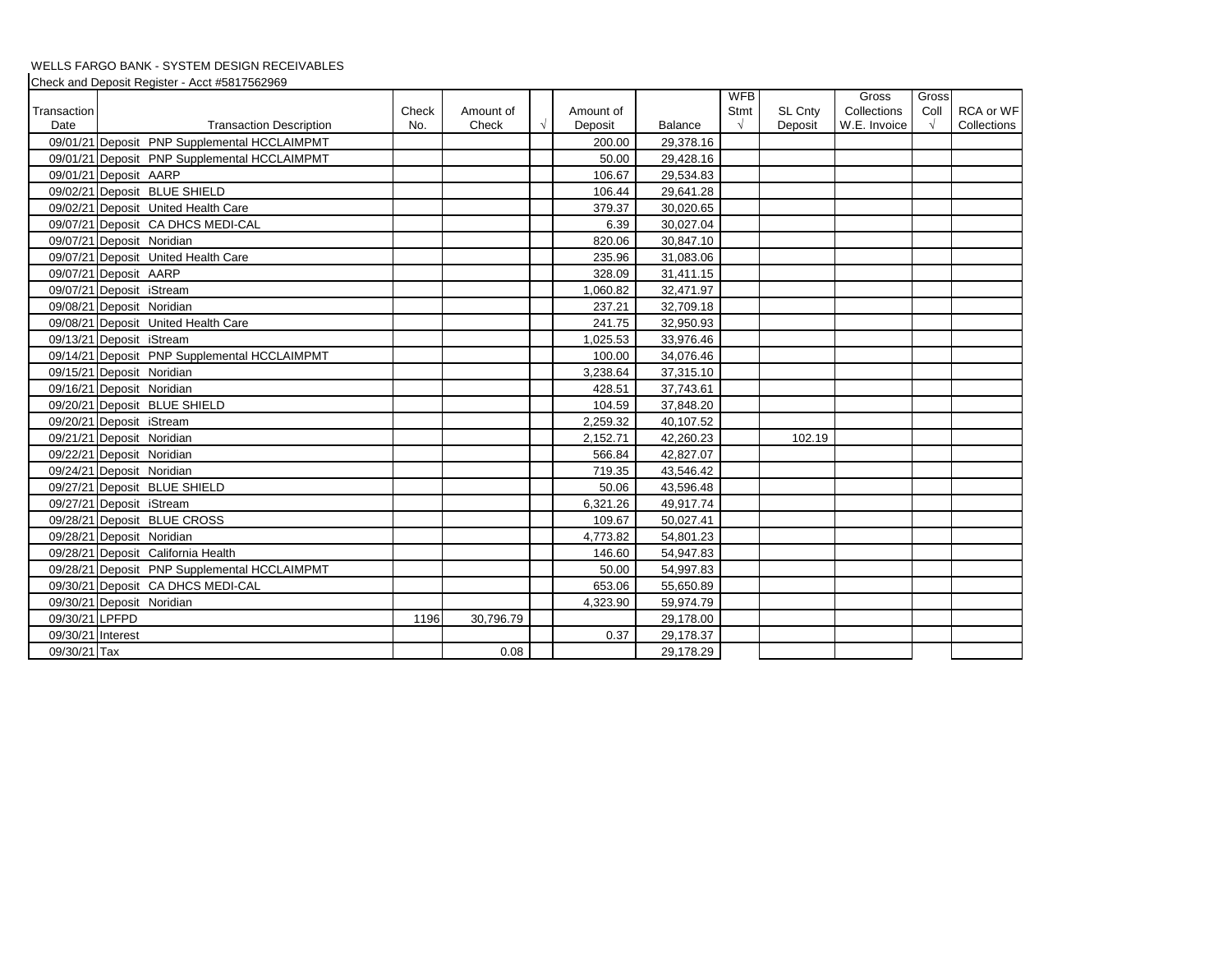WELLS FARGO BANK - SYSTEM DESIGN RECEIVABLES

Check and Deposit Register - Acct #5817562969

| Transaction Date | Transaction Description | Check No. | Amount of Check | √ | Amount of Deposit | Balance | WFB Stmt √ | SL Cnty Deposit | Gross Collections W.E. Invoice | Gross Coll √ | RCA or WF Collections |
|---|---|---|---|---|---|---|---|---|---|---|---|
| 09/01/21 | Deposit PNP Supplemental HCCLAIMPMT | | | | 200.00 | 29,378.16 | | | | | |
| 09/01/21 | Deposit PNP Supplemental HCCLAIMPMT | | | | 50.00 | 29,428.16 | | | | | |
| 09/01/21 | Deposit AARP | | | | 106.67 | 29,534.83 | | | | | |
| 09/02/21 | Deposit BLUE SHIELD | | | | 106.44 | 29,641.28 | | | | | |
| 09/02/21 | Deposit United Health Care | | | | 379.37 | 30,020.65 | | | | | |
| 09/07/21 | Deposit CA DHCS MEDI-CAL | | | | 6.39 | 30,027.04 | | | | | |
| 09/07/21 | Deposit Noridian | | | | 820.06 | 30,847.10 | | | | | |
| 09/07/21 | Deposit United Health Care | | | | 235.96 | 31,083.06 | | | | | |
| 09/07/21 | Deposit AARP | | | | 328.09 | 31,411.15 | | | | | |
| 09/07/21 | Deposit iStream | | | | 1,060.82 | 32,471.97 | | | | | |
| 09/08/21 | Deposit Noridian | | | | 237.21 | 32,709.18 | | | | | |
| 09/08/21 | Deposit United Health Care | | | | 241.75 | 32,950.93 | | | | | |
| 09/13/21 | Deposit iStream | | | | 1,025.53 | 33,976.46 | | | | | |
| 09/14/21 | Deposit PNP Supplemental HCCLAIMPMT | | | | 100.00 | 34,076.46 | | | | | |
| 09/15/21 | Deposit Noridian | | | | 3,238.64 | 37,315.10 | | | | | |
| 09/16/21 | Deposit Noridian | | | | 428.51 | 37,743.61 | | | | | |
| 09/20/21 | Deposit BLUE SHIELD | | | | 104.59 | 37,848.20 | | | | | |
| 09/20/21 | Deposit iStream | | | | 2,259.32 | 40,107.52 | | | | | |
| 09/21/21 | Deposit Noridian | | | | 2,152.71 | 42,260.23 | | 102.19 | | | |
| 09/22/21 | Deposit Noridian | | | | 566.84 | 42,827.07 | | | | | |
| 09/24/21 | Deposit Noridian | | | | 719.35 | 43,546.42 | | | | | |
| 09/27/21 | Deposit BLUE SHIELD | | | | 50.06 | 43,596.48 | | | | | |
| 09/27/21 | Deposit iStream | | | | 6,321.26 | 49,917.74 | | | | | |
| 09/28/21 | Deposit BLUE CROSS | | | | 109.67 | 50,027.41 | | | | | |
| 09/28/21 | Deposit Noridian | | | | 4,773.82 | 54,801.23 | | | | | |
| 09/28/21 | Deposit California Health | | | | 146.60 | 54,947.83 | | | | | |
| 09/28/21 | Deposit PNP Supplemental HCCLAIMPMT | | | | 50.00 | 54,997.83 | | | | | |
| 09/30/21 | Deposit CA DHCS MEDI-CAL | | | | 653.06 | 55,650.89 | | | | | |
| 09/30/21 | Deposit Noridian | | | | 4,323.90 | 59,974.79 | | | | | |
| 09/30/21 | LPFPD | 1196 | 30,796.79 | | | 29,178.00 | | | | | |
| 09/30/21 | Interest | | | | 0.37 | 29,178.37 | | | | | |
| 09/30/21 | Tax | | 0.08 | | | 29,178.29 | | | | | |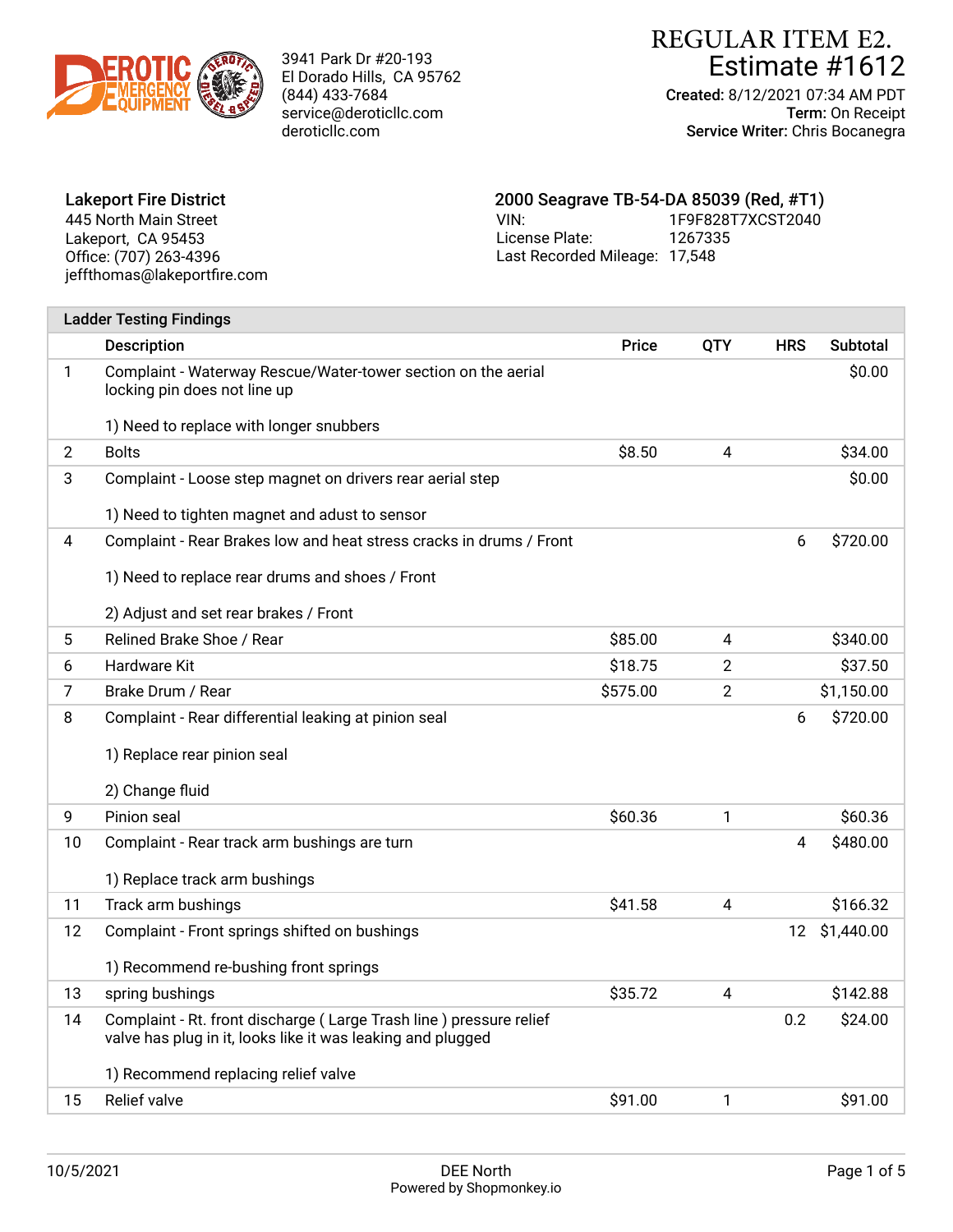DEROTIC EMERGENCY EQUIPMENT

3941 Park Dr #20-193
El Dorado Hills, CA 95762
(844) 433-7684
service@deroticllc.com
deroticllc.com

# REGULAR ITEM E2.
## Estimate #1612

**Created:** 8/12/2021 07:34 AM PDT
**Term:** On Receipt
**Service Writer:** Chris Bocanegra

**Lakeport Fire District**
445 North Main Street
Lakeport, CA 95453
Office: (707) 263-4396
jeffthomas@lakeportfire.com

**2000 Seagrave TB-54-DA 85039 (Red, #T1)**
VIN: 1F9F828T7XCST2040
License Plate: 1267335
Last Recorded Mileage: 17,548

**Ladder Testing Findings**

| | Description | Price | QTY | HRS | Subtotal |
|---|---|---|---|---|---|
| 1 | Complaint - Waterway Rescue/Water-tower section on the aerial locking pin does not line up<br><br>1) Need to replace with longer snubbers | | | | $0.00 |
| 2 | Bolts | $8.50 | 4 | | $34.00 |
| 3 | Complaint - Loose step magnet on drivers rear aerial step<br><br>1) Need to tighten magnet and adust to sensor | | | | $0.00 |
| 4 | Complaint - Rear Brakes low and heat stress cracks in drums / Front<br><br>1) Need to replace rear drums and shoes / Front<br><br>2) Adjust and set rear brakes / Front | | | 6 | $720.00 |
| 5 | Relined Brake Shoe / Rear | $85.00 | 4 | | $340.00 |
| 6 | Hardware Kit | $18.75 | 2 | | $37.50 |
| 7 | Brake Drum / Rear | $575.00 | 2 | | $1,150.00 |
| 8 | Complaint - Rear differential leaking at pinion seal<br><br>1) Replace rear pinion seal<br><br>2) Change fluid | | | 6 | $720.00 |
| 9 | Pinion seal | $60.36 | 1 | | $60.36 |
| 10 | Complaint - Rear track arm bushings are turn<br><br>1) Replace track arm bushings | | | 4 | $480.00 |
| 11 | Track arm bushings | $41.58 | 4 | | $166.32 |
| 12 | Complaint - Front springs shifted on bushings<br><br>1) Recommend re-bushing front springs | | | 12 | $1,440.00 |
| 13 | spring bushings | $35.72 | 4 | | $142.88 |
| 14 | Complaint - Rt. front discharge ( Large Trash line ) pressure relief valve has plug in it, looks like it was leaking and plugged<br><br>1) Recommend replacing relief valve | | | 0.2 | $24.00 |
| 15 | Relief valve | $91.00 | 1 | | $91.00 |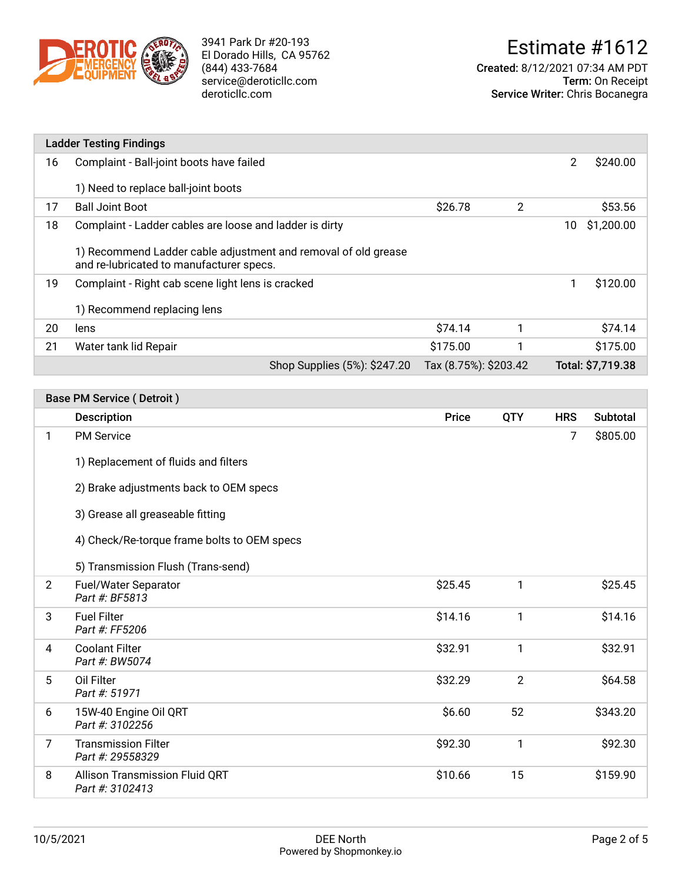3941 Park Dr #20-193
El Dorado Hills, CA 95762
(844) 433-7684
service@deroticllc.com
deroticllc.com

# Estimate #1612

**Created:** 8/12/2021 07:34 AM PDT
**Term:** On Receipt
**Service Writer:** Chris Bocanegra

## Ladder Testing Findings

| # | Description | Price | QTY | HRS | Subtotal |
|---|---|---|---|---|---|
| 16 | Complaint - Ball-joint boots have failed<br><br>1) Need to replace ball-joint boots | | | 2 | $240.00 |
| 17 | Ball Joint Boot | $26.78 | 2 | | $53.56 |
| 18 | Complaint - Ladder cables are loose and ladder is dirty<br><br>1) Recommend Ladder cable adjustment and removal of old grease and re-lubricated to manufacturer specs. | | | 10 | $1,200.00 |
| 19 | Complaint - Right cab scene light lens is cracked<br><br>1) Recommend replacing lens | | | 1 | $120.00 |
| 20 | lens | $74.14 | 1 | | $74.14 |
| 21 | Water tank lid Repair | $175.00 | 1 | | $175.00 |
| | Shop Supplies (5%): $247.20 | Tax (8.75%): $203.42 | | | **Total: $7,719.38** |

## Base PM Service ( Detroit )

| # | Description | Price | QTY | HRS | Subtotal |
|---|---|---|---|---|---|
| 1 | PM Service<br><br>1) Replacement of fluids and filters<br><br>2) Brake adjustments back to OEM specs<br><br>3) Grease all greaseable fitting<br><br>4) Check/Re-torque frame bolts to OEM specs<br><br>5) Transmission Flush (Trans-send) | | | 7 | $805.00 |
| 2 | Fuel/Water Separator<br>*Part #: BF5813* | $25.45 | 1 | | $25.45 |
| 3 | Fuel Filter<br>*Part #: FF5206* | $14.16 | 1 | | $14.16 |
| 4 | Coolant Filter<br>*Part #: BW5074* | $32.91 | 1 | | $32.91 |
| 5 | Oil Filter<br>*Part #: 51971* | $32.29 | 2 | | $64.58 |
| 6 | 15W-40 Engine Oil QRT<br>*Part #: 3102256* | $6.60 | 52 | | $343.20 |
| 7 | Transmission Filter<br>*Part #: 29558329* | $92.30 | 1 | | $92.30 |
| 8 | Allison Transmission Fluid QRT<br>*Part #: 3102413* | $10.66 | 15 | | $159.90 |

10/5/2021 — DEE North
Powered by Shopmonkey.io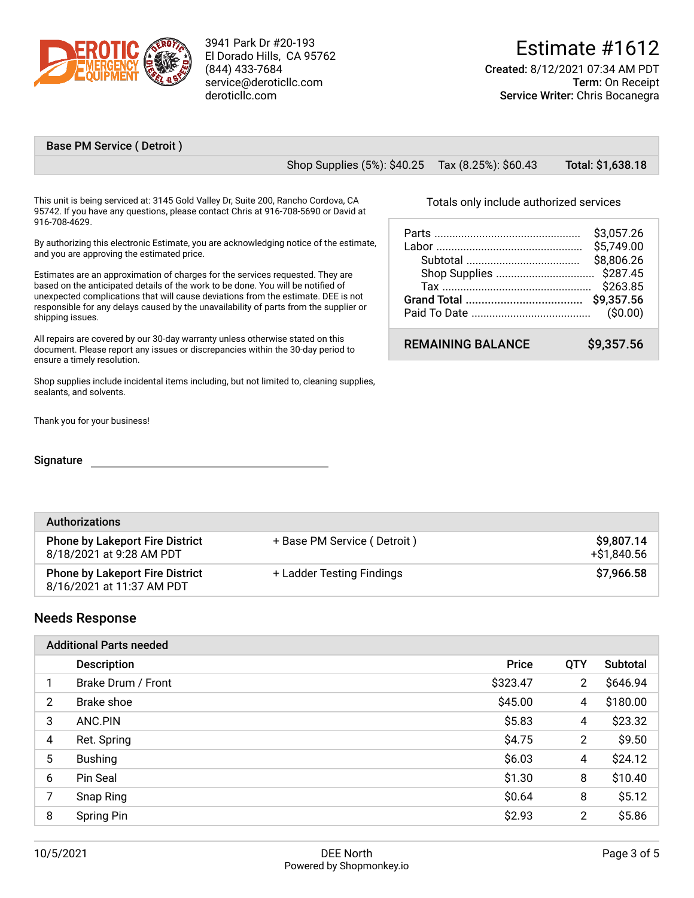DEROTIC EMERGENCY EQUIPMENT

3941 Park Dr #20-193
El Dorado Hills, CA 95762
(844) 433-7684
service@deroticllc.com
deroticllc.com

# Estimate #1612

**Created:** 8/12/2021 07:34 AM PDT
**Term:** On Receipt
**Service Writer:** Chris Bocanegra

## Base PM Service ( Detroit )

Shop Supplies (5%): $40.25 Tax (8.25%): $60.43 **Total: $1,638.18**

This unit is being serviced at: 3145 Gold Valley Dr, Suite 200, Rancho Cordova, CA 95742. If you have any questions, please contact Chris at 916-708-5690 or David at 916-708-4629.

By authorizing this electronic Estimate, you are acknowledging notice of the estimate, and you are approving the estimated price.

Estimates are an approximation of charges for the services requested. They are based on the anticipated details of the work to be done. You will be notified of unexpected complications that will cause deviations from the estimate. DEE is not responsible for any delays caused by the unavailability of parts from the supplier or shipping issues.

All repairs are covered by our 30-day warranty unless otherwise stated on this document. Please report any issues or discrepancies within the 30-day period to ensure a timely resolution.

Shop supplies include incidental items including, but not limited to, cleaning supplies, sealants, and solvents.

Thank you for your business!

Signature ______________________________

Totals only include authorized services

| | |
|---|---|
| Parts | $3,057.26 |
| Labor | $5,749.00 |
| Subtotal | $8,806.26 |
| Shop Supplies | $287.45 |
| Tax | $263.85 |
| **Grand Total** | **$9,357.56** |
| Paid To Date | ($0.00) |
| **REMAINING BALANCE** | **$9,357.56** |

| Authorizations | | |
|---|---|---|
| **Phone by Lakeport Fire District** 8/18/2021 at 9:28 AM PDT | + Base PM Service ( Detroit ) | **$9,807.14** +$1,840.56 |
| **Phone by Lakeport Fire District** 8/16/2021 at 11:37 AM PDT | + Ladder Testing Findings | **$7,966.58** |

## Needs Response

**Additional Parts needed**

| | Description | Price | QTY | Subtotal |
|---|---|---|---|---|
| 1 | Brake Drum / Front | $323.47 | 2 | $646.94 |
| 2 | Brake shoe | $45.00 | 4 | $180.00 |
| 3 | ANC.PIN | $5.83 | 4 | $23.32 |
| 4 | Ret. Spring | $4.75 | 2 | $9.50 |
| 5 | Bushing | $6.03 | 4 | $24.12 |
| 6 | Pin Seal | $1.30 | 8 | $10.40 |
| 7 | Snap Ring | $0.64 | 8 | $5.12 |
| 8 | Spring Pin | $2.93 | 2 | $5.86 |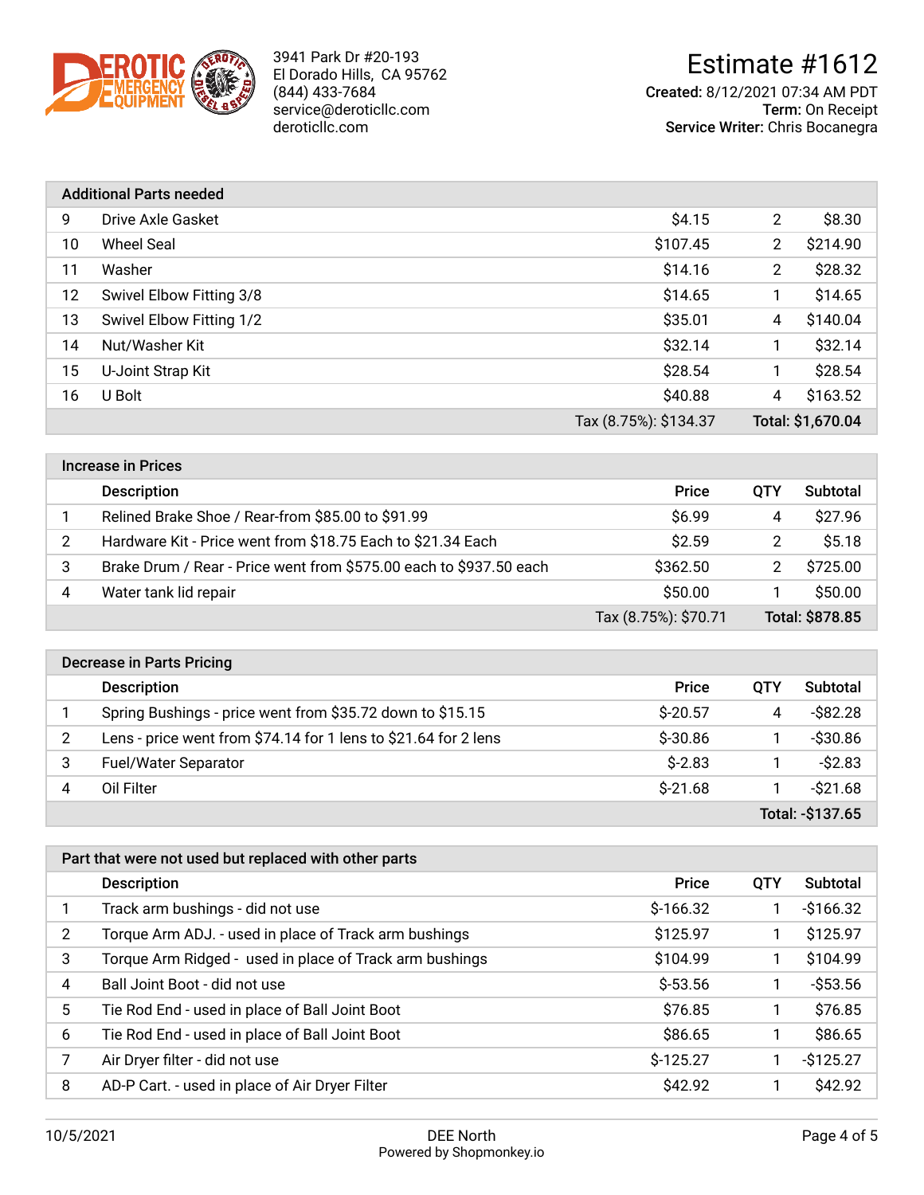DEROTIC EMERGENCY EQUIPMENT

3941 Park Dr #20-193
El Dorado Hills, CA 95762
(844) 433-7684
service@deroticllc.com
deroticllc.com

# Estimate #1612

**Created:** 8/12/2021 07:34 AM PDT
**Term:** On Receipt
**Service Writer:** Chris Bocanegra

| Additional Parts needed | | | | |
|---|---|---|---|---|
| 9 | Drive Axle Gasket | $4.15 | 2 | $8.30 |
| 10 | Wheel Seal | $107.45 | 2 | $214.90 |
| 11 | Washer | $14.16 | 2 | $28.32 |
| 12 | Swivel Elbow Fitting 3/8 | $14.65 | 1 | $14.65 |
| 13 | Swivel Elbow Fitting 1/2 | $35.01 | 4 | $140.04 |
| 14 | Nut/Washer Kit | $32.14 | 1 | $32.14 |
| 15 | U-Joint Strap Kit | $28.54 | 1 | $28.54 |
| 16 | U Bolt | $40.88 | 4 | $163.52 |
| | | Tax (8.75%): $134.37 | | **Total: $1,670.04** |

| Increase in Prices | | | | |
|---|---|---|---|---|
| | **Description** | **Price** | **QTY** | **Subtotal** |
| 1 | Relined Brake Shoe / Rear-from $85.00 to $91.99 | $6.99 | 4 | $27.96 |
| 2 | Hardware Kit - Price went from $18.75 Each to $21.34 Each | $2.59 | 2 | $5.18 |
| 3 | Brake Drum / Rear - Price went from $575.00 each to $937.50 each | $362.50 | 2 | $725.00 |
| 4 | Water tank lid repair | $50.00 | 1 | $50.00 |
| | | Tax (8.75%): $70.71 | | **Total: $878.85** |

| Decrease in Parts Pricing | | | | |
|---|---|---|---|---|
| | **Description** | **Price** | **QTY** | **Subtotal** |
| 1 | Spring Bushings - price went from $35.72 down to $15.15 | $-20.57 | 4 | -$82.28 |
| 2 | Lens - price went from $74.14 for 1 lens to $21.64 for 2 lens | $-30.86 | 1 | -$30.86 |
| 3 | Fuel/Water Separator | $-2.83 | 1 | -$2.83 |
| 4 | Oil Filter | $-21.68 | 1 | -$21.68 |
| | | | | **Total: -$137.65** |

| Part that were not used but replaced with other parts | | | | |
|---|---|---|---|---|
| | **Description** | **Price** | **QTY** | **Subtotal** |
| 1 | Track arm bushings - did not use | $-166.32 | 1 | -$166.32 |
| 2 | Torque Arm ADJ. - used in place of Track arm bushings | $125.97 | 1 | $125.97 |
| 3 | Torque Arm Ridged - used in place of Track arm bushings | $104.99 | 1 | $104.99 |
| 4 | Ball Joint Boot - did not use | $-53.56 | 1 | -$53.56 |
| 5 | Tie Rod End - used in place of Ball Joint Boot | $76.85 | 1 | $76.85 |
| 6 | Tie Rod End - used in place of Ball Joint Boot | $86.65 | 1 | $86.65 |
| 7 | Air Dryer filter - did not use | $-125.27 | 1 | -$125.27 |
| 8 | AD-P Cart. - used in place of Air Dryer Filter | $42.92 | 1 | $42.92 |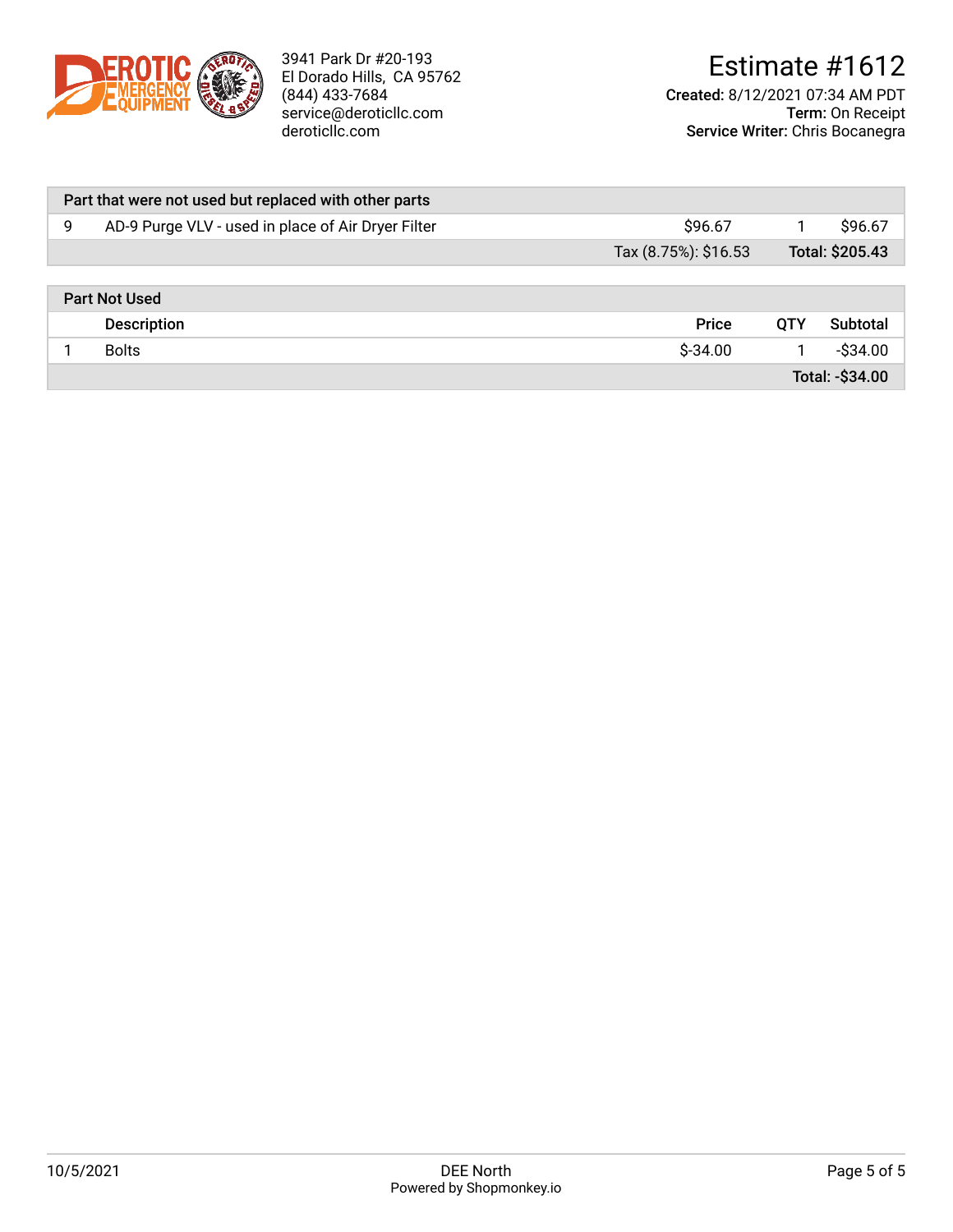3941 Park Dr #20-193
El Dorado Hills, CA 95762
(844) 433-7684
service@deroticllc.com
deroticllc.com

# Estimate #1612

**Created:** 8/12/2021 07:34 AM PDT
**Term:** On Receipt
**Service Writer:** Chris Bocanegra

| Part that were not used but replaced with other parts | | | | |
|---|---|---|---|---|
| 9 | AD-9 Purge VLV - used in place of Air Dryer Filter | $96.67 | 1 | $96.67 |
| | | Tax (8.75%): $16.53 | | **Total: $205.43** |

| Part Not Used | | | | |
|---|---|---|---|---|
| | **Description** | **Price** | **QTY** | **Subtotal** |
| 1 | Bolts | $-34.00 | 1 | -$34.00 |
| | | | | **Total: -$34.00** |

10/5/2021

DEE North
Powered by Shopmonkey.io